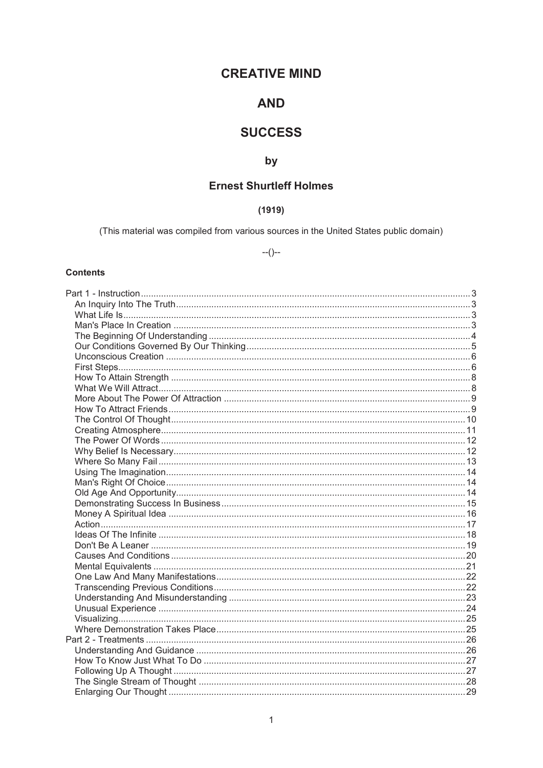# CREATIVE MIND

# AND

# SUCCESS

## by

## Ernest Shurtleff Holmes

**(1919)**

(This material was compiled from various sources in the United States public domain)

--()--

**Contents**

- Part 1 - Instruction ..... 3
  - An Inquiry Into The Truth ..... 3
  - What Life Is ..... 3
  - Man's Place In Creation ..... 3
  - The Beginning Of Understanding ..... 4
  - Our Conditions Governed By Our Thinking ..... 5
  - Unconscious Creation ..... 6
  - First Steps ..... 6
  - How To Attain Strength ..... 8
  - What We Will Attract ..... 8
  - More About The Power Of Attraction ..... 9
  - How To Attract Friends ..... 9
  - The Control Of Thought ..... 10
  - Creating Atmosphere ..... 11
  - The Power Of Words ..... 12
  - Why Belief Is Necessary ..... 12
  - Where So Many Fail ..... 13
  - Using The Imagination ..... 14
  - Man's Right Of Choice ..... 14
  - Old Age And Opportunity ..... 14
  - Demonstrating Success In Business ..... 15
  - Money A Spiritual Idea ..... 16
  - Action ..... 17
  - Ideas Of The Infinite ..... 18
  - Don't Be A Leaner ..... 19
  - Causes And Conditions ..... 20
  - Mental Equivalents ..... 21
  - One Law And Many Manifestations ..... 22
  - Transcending Previous Conditions ..... 22
  - Understanding And Misunderstanding ..... 23
  - Unusual Experience ..... 24
  - Visualizing ..... 25
  - Where Demonstration Takes Place ..... 25
- Part 2 - Treatments ..... 26
  - Understanding And Guidance ..... 26
  - How To Know Just What To Do ..... 27
  - Following Up A Thought ..... 27
  - The Single Stream of Thought ..... 28
  - Enlarging Our Thought ..... 29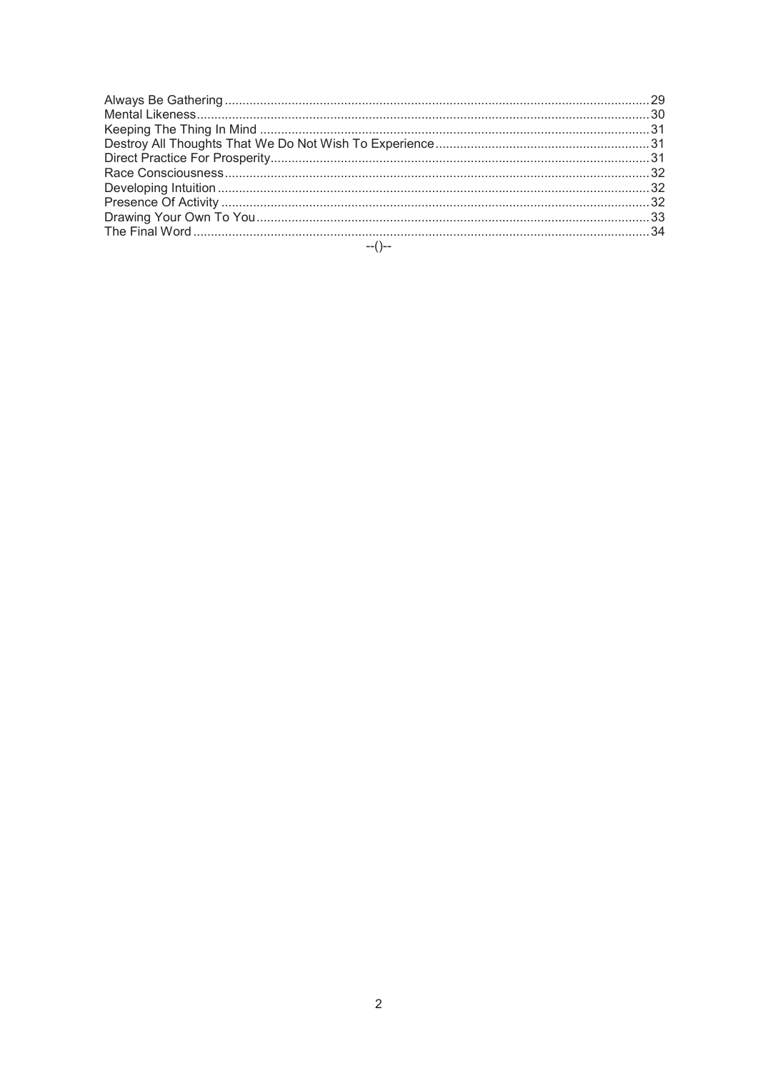Always Be Gathering ........................................................ 29
Mental Likeness ........................................................ 30
Keeping The Thing In Mind ........................................................ 31
Destroy All Thoughts That We Do Not Wish To Experience ........................................................ 31
Direct Practice For Prosperity ........................................................ 31
Race Consciousness ........................................................ 32
Developing Intuition ........................................................ 32
Presence Of Activity ........................................................ 32
Drawing Your Own To You ........................................................ 33
The Final Word ........................................................ 34

--()--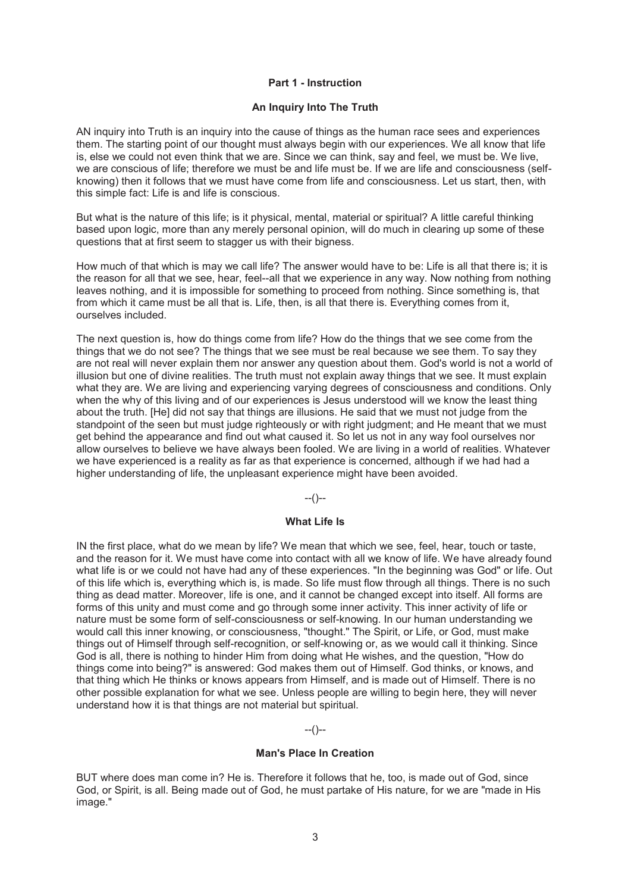## Part 1 - Instruction

### An Inquiry Into The Truth

AN inquiry into Truth is an inquiry into the cause of things as the human race sees and experiences them. The starting point of our thought must always begin with our experiences. We all know that life is, else we could not even think that we are. Since we can think, say and feel, we must be. We live, we are conscious of life; therefore we must be and life must be. If we are life and consciousness (self-knowing) then it follows that we must have come from life and consciousness. Let us start, then, with this simple fact: Life is and life is conscious.

But what is the nature of this life; is it physical, mental, material or spiritual? A little careful thinking based upon logic, more than any merely personal opinion, will do much in clearing up some of these questions that at first seem to stagger us with their bigness.

How much of that which is may we call life? The answer would have to be: Life is all that there is; it is the reason for all that we see, hear, feel--all that we experience in any way. Now nothing from nothing leaves nothing, and it is impossible for something to proceed from nothing. Since something is, that from which it came must be all that is. Life, then, is all that there is. Everything comes from it, ourselves included.

The next question is, how do things come from life? How do the things that we see come from the things that we do not see? The things that we see must be real because we see them. To say they are not real will never explain them nor answer any question about them. God's world is not a world of illusion but one of divine realities. The truth must not explain away things that we see. It must explain what they are. We are living and experiencing varying degrees of consciousness and conditions. Only when the why of this living and of our experiences is Jesus understood will we know the least thing about the truth. [He] did not say that things are illusions. He said that we must not judge from the standpoint of the seen but must judge righteously or with right judgment; and He meant that we must get behind the appearance and find out what caused it. So let us not in any way fool ourselves nor allow ourselves to believe we have always been fooled. We are living in a world of realities. Whatever we have experienced is a reality as far as that experience is concerned, although if we had had a higher understanding of life, the unpleasant experience might have been avoided.

--()--

### What Life Is

IN the first place, what do we mean by life? We mean that which we see, feel, hear, touch or taste, and the reason for it. We must have come into contact with all we know of life. We have already found what life is or we could not have had any of these experiences. "In the beginning was God" or life. Out of this life which is, everything which is, is made. So life must flow through all things. There is no such thing as dead matter. Moreover, life is one, and it cannot be changed except into itself. All forms are forms of this unity and must come and go through some inner activity. This inner activity of life or nature must be some form of self-consciousness or self-knowing. In our human understanding we would call this inner knowing, or consciousness, "thought." The Spirit, or Life, or God, must make things out of Himself through self-recognition, or self-knowing or, as we would call it thinking. Since God is all, there is nothing to hinder Him from doing what He wishes, and the question, "How do things come into being?" is answered: God makes them out of Himself. God thinks, or knows, and that thing which He thinks or knows appears from Himself, and is made out of Himself. There is no other possible explanation for what we see. Unless people are willing to begin here, they will never understand how it is that things are not material but spiritual.

--()--

### Man's Place In Creation

BUT where does man come in? He is. Therefore it follows that he, too, is made out of God, since God, or Spirit, is all. Being made out of God, he must partake of His nature, for we are "made in His image."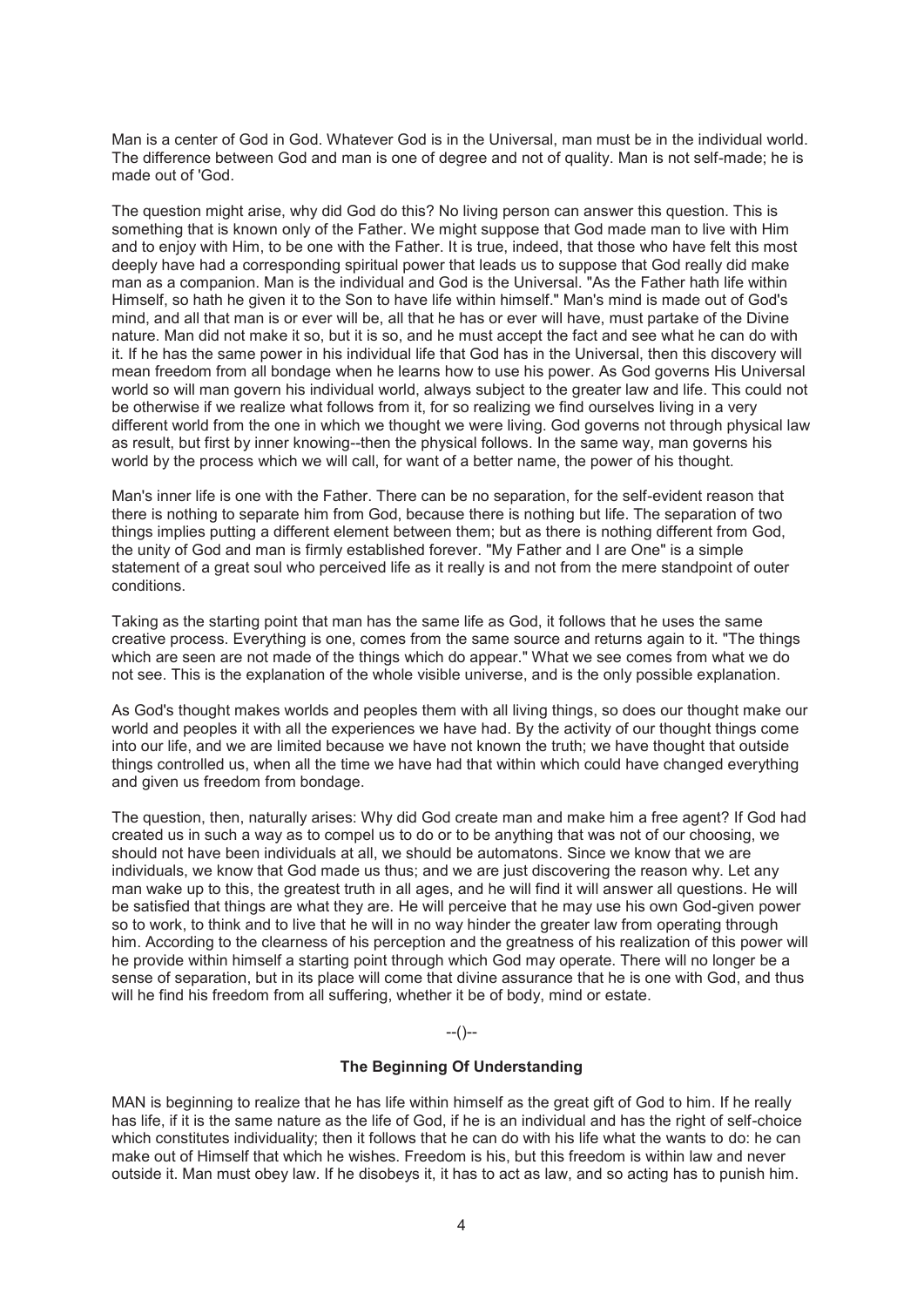Man is a center of God in God. Whatever God is in the Universal, man must be in the individual world. The difference between God and man is one of degree and not of quality. Man is not self-made; he is made out of 'God.

The question might arise, why did God do this? No living person can answer this question. This is something that is known only of the Father. We might suppose that God made man to live with Him and to enjoy with Him, to be one with the Father. It is true, indeed, that those who have felt this most deeply have had a corresponding spiritual power that leads us to suppose that God really did make man as a companion. Man is the individual and God is the Universal. "As the Father hath life within Himself, so hath he given it to the Son to have life within himself." Man's mind is made out of God's mind, and all that man is or ever will be, all that he has or ever will have, must partake of the Divine nature. Man did not make it so, but it is so, and he must accept the fact and see what he can do with it. If he has the same power in his individual life that God has in the Universal, then this discovery will mean freedom from all bondage when he learns how to use his power. As God governs His Universal world so will man govern his individual world, always subject to the greater law and life. This could not be otherwise if we realize what follows from it, for so realizing we find ourselves living in a very different world from the one in which we thought we were living. God governs not through physical law as result, but first by inner knowing--then the physical follows. In the same way, man governs his world by the process which we will call, for want of a better name, the power of his thought.

Man's inner life is one with the Father. There can be no separation, for the self-evident reason that there is nothing to separate him from God, because there is nothing but life. The separation of two things implies putting a different element between them; but as there is nothing different from God, the unity of God and man is firmly established forever. "My Father and I are One" is a simple statement of a great soul who perceived life as it really is and not from the mere standpoint of outer conditions.

Taking as the starting point that man has the same life as God, it follows that he uses the same creative process. Everything is one, comes from the same source and returns again to it. "The things which are seen are not made of the things which do appear." What we see comes from what we do not see. This is the explanation of the whole visible universe, and is the only possible explanation.

As God's thought makes worlds and peoples them with all living things, so does our thought make our world and peoples it with all the experiences we have had. By the activity of our thought things come into our life, and we are limited because we have not known the truth; we have thought that outside things controlled us, when all the time we have had that within which could have changed everything and given us freedom from bondage.

The question, then, naturally arises: Why did God create man and make him a free agent? If God had created us in such a way as to compel us to do or to be anything that was not of our choosing, we should not have been individuals at all, we should be automatons. Since we know that we are individuals, we know that God made us thus; and we are just discovering the reason why. Let any man wake up to this, the greatest truth in all ages, and he will find it will answer all questions. He will be satisfied that things are what they are. He will perceive that he may use his own God-given power so to work, to think and to live that he will in no way hinder the greater law from operating through him. According to the clearness of his perception and the greatness of his realization of this power will he provide within himself a starting point through which God may operate. There will no longer be a sense of separation, but in its place will come that divine assurance that he is one with God, and thus will he find his freedom from all suffering, whether it be of body, mind or estate.

--()--

### The Beginning Of Understanding

MAN is beginning to realize that he has life within himself as the great gift of God to him. If he really has life, if it is the same nature as the life of God, if he is an individual and has the right of self-choice which constitutes individuality; then it follows that he can do with his life what the wants to do: he can make out of Himself that which he wishes. Freedom is his, but this freedom is within law and never outside it. Man must obey law. If he disobeys it, it has to act as law, and so acting has to punish him.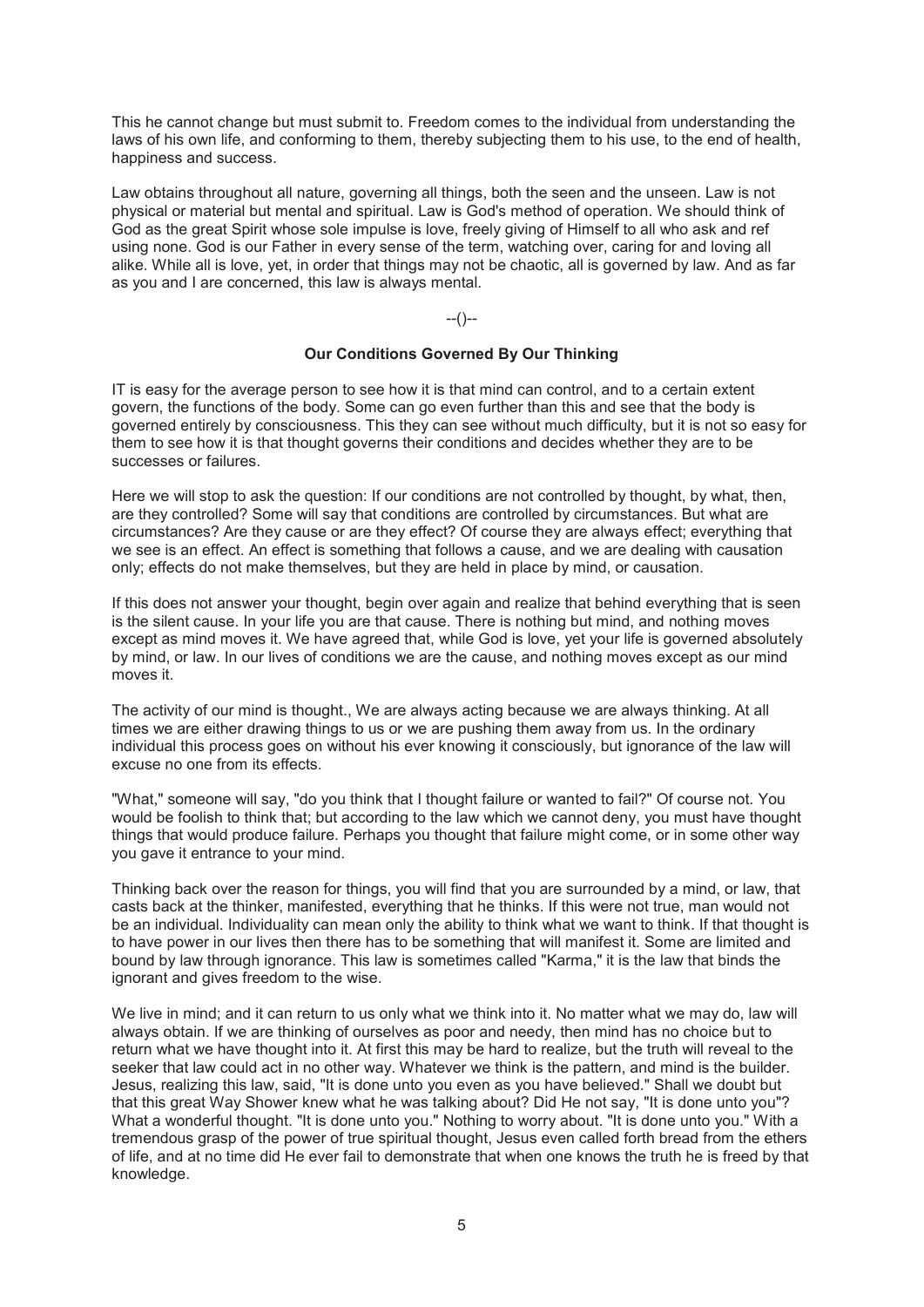This he cannot change but must submit to. Freedom comes to the individual from understanding the laws of his own life, and conforming to them, thereby subjecting them to his use, to the end of health, happiness and success.

Law obtains throughout all nature, governing all things, both the seen and the unseen. Law is not physical or material but mental and spiritual. Law is God's method of operation. We should think of God as the great Spirit whose sole impulse is love, freely giving of Himself to all who ask and ref using none. God is our Father in every sense of the term, watching over, caring for and loving all alike. While all is love, yet, in order that things may not be chaotic, all is governed by law. And as far as you and I are concerned, this law is always mental.

--()--

### Our Conditions Governed By Our Thinking

IT is easy for the average person to see how it is that mind can control, and to a certain extent govern, the functions of the body. Some can go even further than this and see that the body is governed entirely by consciousness. This they can see without much difficulty, but it is not so easy for them to see how it is that thought governs their conditions and decides whether they are to be successes or failures.

Here we will stop to ask the question: If our conditions are not controlled by thought, by what, then, are they controlled? Some will say that conditions are controlled by circumstances. But what are circumstances? Are they cause or are they effect? Of course they are always effect; everything that we see is an effect. An effect is something that follows a cause, and we are dealing with causation only; effects do not make themselves, but they are held in place by mind, or causation.

If this does not answer your thought, begin over again and realize that behind everything that is seen is the silent cause. In your life you are that cause. There is nothing but mind, and nothing moves except as mind moves it. We have agreed that, while God is love, yet your life is governed absolutely by mind, or law. In our lives of conditions we are the cause, and nothing moves except as our mind moves it.

The activity of our mind is thought., We are always acting because we are always thinking. At all times we are either drawing things to us or we are pushing them away from us. In the ordinary individual this process goes on without his ever knowing it consciously, but ignorance of the law will excuse no one from its effects.

"What," someone will say, "do you think that I thought failure or wanted to fail?" Of course not. You would be foolish to think that; but according to the law which we cannot deny, you must have thought things that would produce failure. Perhaps you thought that failure might come, or in some other way you gave it entrance to your mind.

Thinking back over the reason for things, you will find that you are surrounded by a mind, or law, that casts back at the thinker, manifested, everything that he thinks. If this were not true, man would not be an individual. Individuality can mean only the ability to think what we want to think. If that thought is to have power in our lives then there has to be something that will manifest it. Some are limited and bound by law through ignorance. This law is sometimes called "Karma," it is the law that binds the ignorant and gives freedom to the wise.

We live in mind; and it can return to us only what we think into it. No matter what we may do, law will always obtain. If we are thinking of ourselves as poor and needy, then mind has no choice but to return what we have thought into it. At first this may be hard to realize, but the truth will reveal to the seeker that law could act in no other way. Whatever we think is the pattern, and mind is the builder. Jesus, realizing this law, said, "It is done unto you even as you have believed." Shall we doubt but that this great Way Shower knew what he was talking about? Did He not say, "It is done unto you"? What a wonderful thought. "It is done unto you." Nothing to worry about. "It is done unto you." With a tremendous grasp of the power of true spiritual thought, Jesus even called forth bread from the ethers of life, and at no time did He ever fail to demonstrate that when one knows the truth he is freed by that knowledge.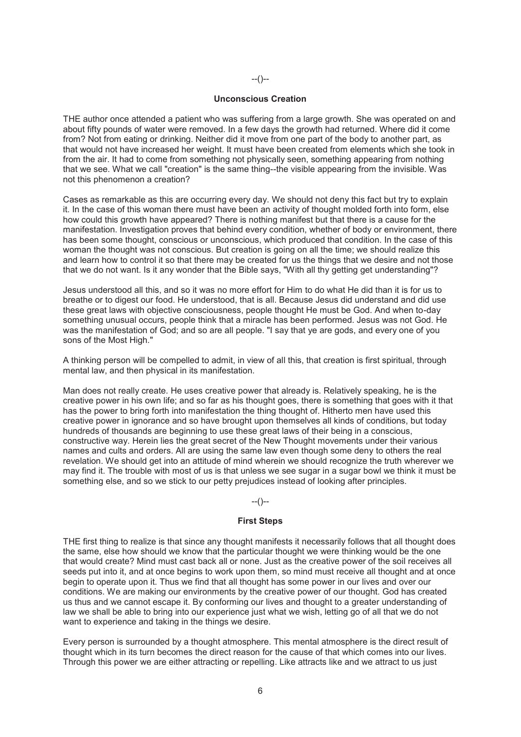--()--

## Unconscious Creation

THE author once attended a patient who was suffering from a large growth. She was operated on and about fifty pounds of water were removed. In a few days the growth had returned. Where did it come from? Not from eating or drinking. Neither did it move from one part of the body to another part, as that would not have increased her weight. It must have been created from elements which she took in from the air. It had to come from something not physically seen, something appearing from nothing that we see. What we call "creation" is the same thing--the visible appearing from the invisible. Was not this phenomenon a creation?

Cases as remarkable as this are occurring every day. We should not deny this fact but try to explain it. In the case of this woman there must have been an activity of thought molded forth into form, else how could this growth have appeared? There is nothing manifest but that there is a cause for the manifestation. Investigation proves that behind every condition, whether of body or environment, there has been some thought, conscious or unconscious, which produced that condition. In the case of this woman the thought was not conscious. But creation is going on all the time; we should realize this and learn how to control it so that there may be created for us the things that we desire and not those that we do not want. Is it any wonder that the Bible says, "With all thy getting get understanding"?

Jesus understood all this, and so it was no more effort for Him to do what He did than it is for us to breathe or to digest our food. He understood, that is all. Because Jesus did understand and did use these great laws with objective consciousness, people thought He must be God. And when to-day something unusual occurs, people think that a miracle has been performed. Jesus was not God. He was the manifestation of God; and so are all people. "I say that ye are gods, and every one of you sons of the Most High."

A thinking person will be compelled to admit, in view of all this, that creation is first spiritual, through mental law, and then physical in its manifestation.

Man does not really create. He uses creative power that already is. Relatively speaking, he is the creative power in his own life; and so far as his thought goes, there is something that goes with it that has the power to bring forth into manifestation the thing thought of. Hitherto men have used this creative power in ignorance and so have brought upon themselves all kinds of conditions, but today hundreds of thousands are beginning to use these great laws of their being in a conscious, constructive way. Herein lies the great secret of the New Thought movements under their various names and cults and orders. All are using the same law even though some deny to others the real revelation. We should get into an attitude of mind wherein we should recognize the truth wherever we may find it. The trouble with most of us is that unless we see sugar in a sugar bowl we think it must be something else, and so we stick to our petty prejudices instead of looking after principles.

--()--

## First Steps

THE first thing to realize is that since any thought manifests it necessarily follows that all thought does the same, else how should we know that the particular thought we were thinking would be the one that would create? Mind must cast back all or none. Just as the creative power of the soil receives all seeds put into it, and at once begins to work upon them, so mind must receive all thought and at once begin to operate upon it. Thus we find that all thought has some power in our lives and over our conditions. We are making our environments by the creative power of our thought. God has created us thus and we cannot escape it. By conforming our lives and thought to a greater understanding of law we shall be able to bring into our experience just what we wish, letting go of all that we do not want to experience and taking in the things we desire.

Every person is surrounded by a thought atmosphere. This mental atmosphere is the direct result of thought which in its turn becomes the direct reason for the cause of that which comes into our lives. Through this power we are either attracting or repelling. Like attracts like and we attract to us just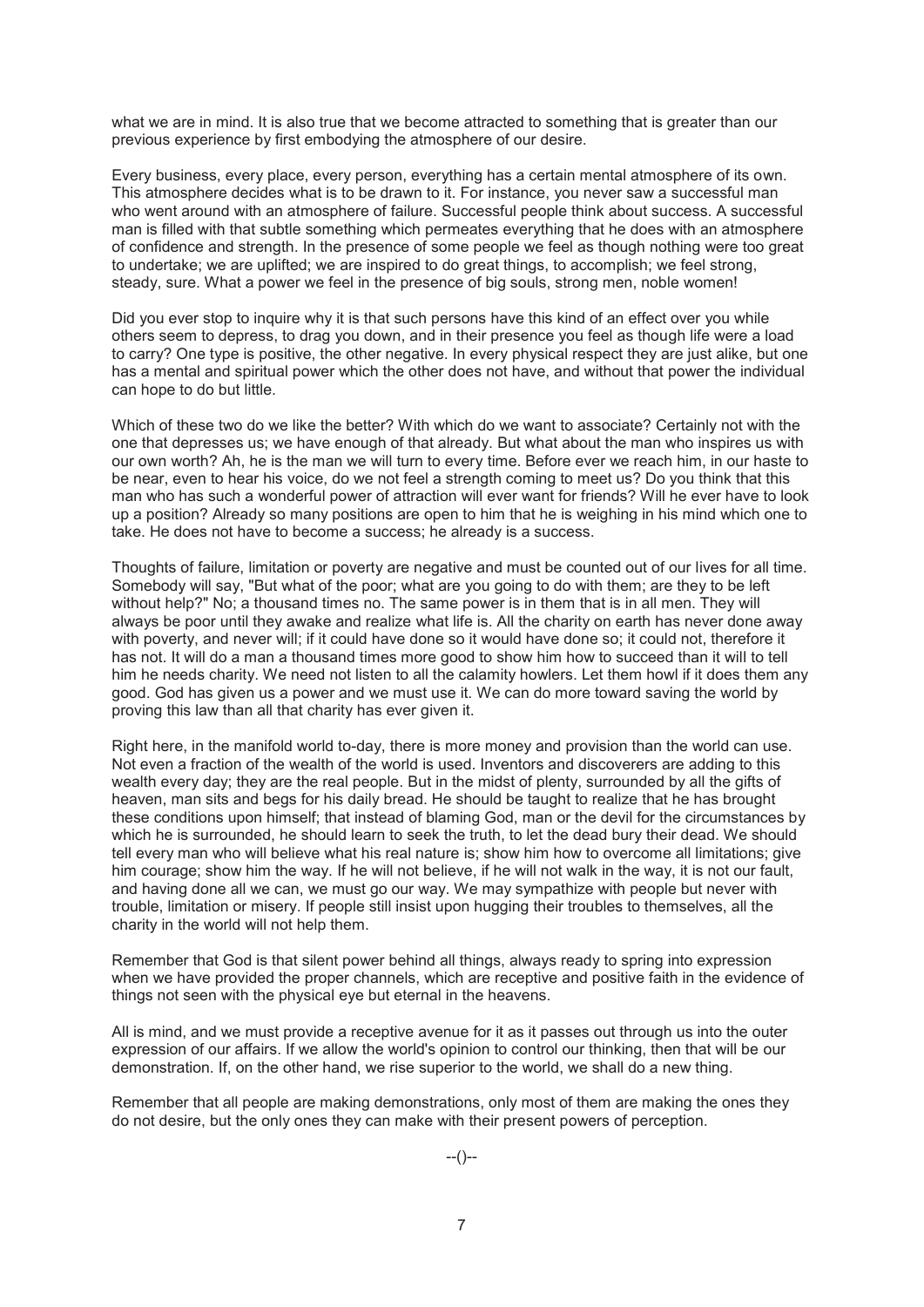what we are in mind. It is also true that we become attracted to something that is greater than our previous experience by first embodying the atmosphere of our desire.

Every business, every place, every person, everything has a certain mental atmosphere of its own. This atmosphere decides what is to be drawn to it. For instance, you never saw a successful man who went around with an atmosphere of failure. Successful people think about success. A successful man is filled with that subtle something which permeates everything that he does with an atmosphere of confidence and strength. In the presence of some people we feel as though nothing were too great to undertake; we are uplifted; we are inspired to do great things, to accomplish; we feel strong, steady, sure. What a power we feel in the presence of big souls, strong men, noble women!

Did you ever stop to inquire why it is that such persons have this kind of an effect over you while others seem to depress, to drag you down, and in their presence you feel as though life were a load to carry? One type is positive, the other negative. In every physical respect they are just alike, but one has a mental and spiritual power which the other does not have, and without that power the individual can hope to do but little.

Which of these two do we like the better? With which do we want to associate? Certainly not with the one that depresses us; we have enough of that already. But what about the man who inspires us with our own worth? Ah, he is the man we will turn to every time. Before ever we reach him, in our haste to be near, even to hear his voice, do we not feel a strength coming to meet us? Do you think that this man who has such a wonderful power of attraction will ever want for friends? Will he ever have to look up a position? Already so many positions are open to him that he is weighing in his mind which one to take. He does not have to become a success; he already is a success.

Thoughts of failure, limitation or poverty are negative and must be counted out of our lives for all time. Somebody will say, "But what of the poor; what are you going to do with them; are they to be left without help?" No; a thousand times no. The same power is in them that is in all men. They will always be poor until they awake and realize what life is. All the charity on earth has never done away with poverty, and never will; if it could have done so it would have done so; it could not, therefore it has not. It will do a man a thousand times more good to show him how to succeed than it will to tell him he needs charity. We need not listen to all the calamity howlers. Let them howl if it does them any good. God has given us a power and we must use it. We can do more toward saving the world by proving this law than all that charity has ever given it.

Right here, in the manifold world to-day, there is more money and provision than the world can use. Not even a fraction of the wealth of the world is used. Inventors and discoverers are adding to this wealth every day; they are the real people. But in the midst of plenty, surrounded by all the gifts of heaven, man sits and begs for his daily bread. He should be taught to realize that he has brought these conditions upon himself; that instead of blaming God, man or the devil for the circumstances by which he is surrounded, he should learn to seek the truth, to let the dead bury their dead. We should tell every man who will believe what his real nature is; show him how to overcome all limitations; give him courage; show him the way. If he will not believe, if he will not walk in the way, it is not our fault, and having done all we can, we must go our way. We may sympathize with people but never with trouble, limitation or misery. If people still insist upon hugging their troubles to themselves, all the charity in the world will not help them.

Remember that God is that silent power behind all things, always ready to spring into expression when we have provided the proper channels, which are receptive and positive faith in the evidence of things not seen with the physical eye but eternal in the heavens.

All is mind, and we must provide a receptive avenue for it as it passes out through us into the outer expression of our affairs. If we allow the world's opinion to control our thinking, then that will be our demonstration. If, on the other hand, we rise superior to the world, we shall do a new thing.

Remember that all people are making demonstrations, only most of them are making the ones they do not desire, but the only ones they can make with their present powers of perception.

--()--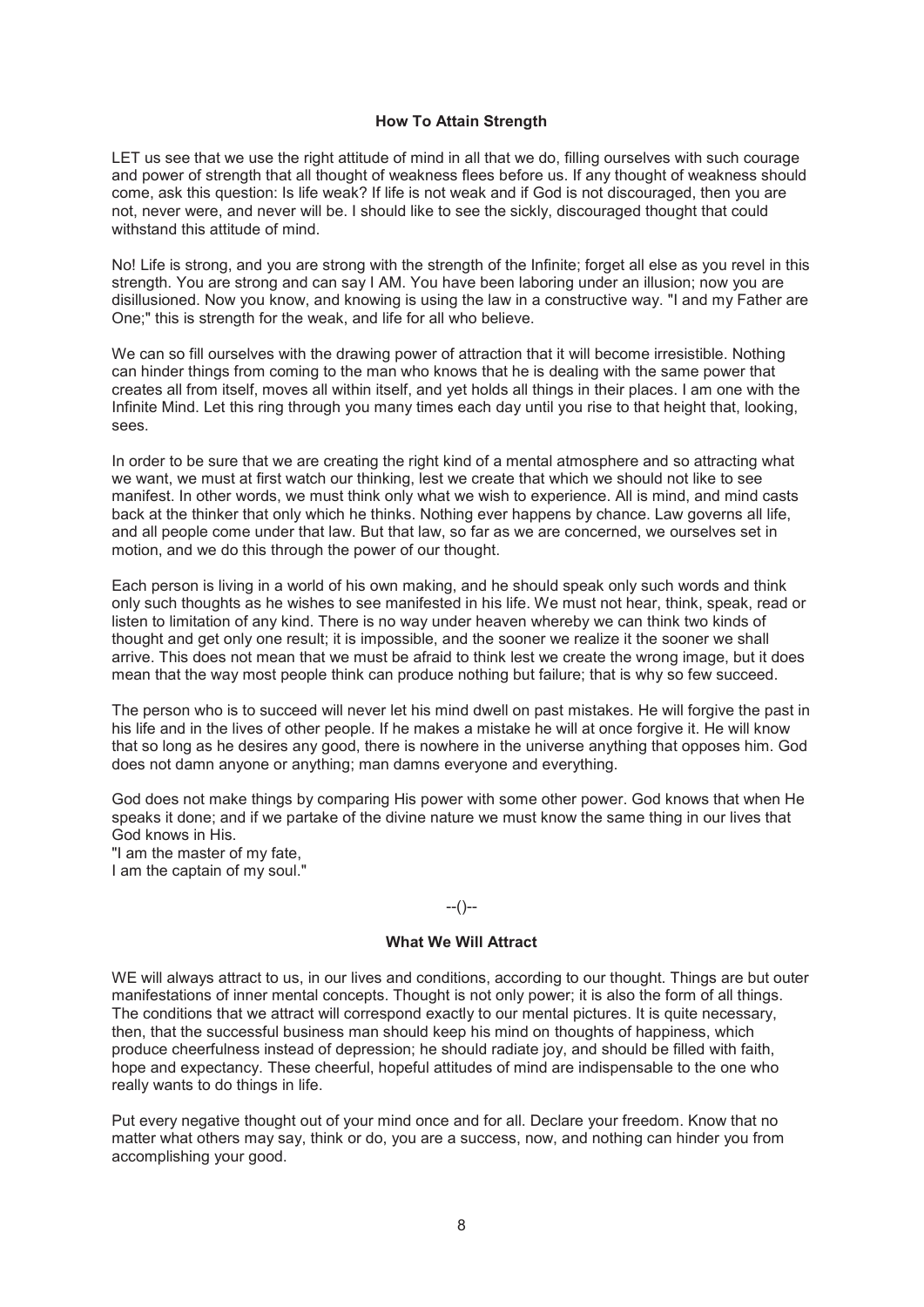### How To Attain Strength

LET us see that we use the right attitude of mind in all that we do, filling ourselves with such courage and power of strength that all thought of weakness flees before us. If any thought of weakness should come, ask this question: Is life weak? If life is not weak and if God is not discouraged, then you are not, never were, and never will be. I should like to see the sickly, discouraged thought that could withstand this attitude of mind.

No! Life is strong, and you are strong with the strength of the Infinite; forget all else as you revel in this strength. You are strong and can say I AM. You have been laboring under an illusion; now you are disillusioned. Now you know, and knowing is using the law in a constructive way. "I and my Father are One;" this is strength for the weak, and life for all who believe.

We can so fill ourselves with the drawing power of attraction that it will become irresistible. Nothing can hinder things from coming to the man who knows that he is dealing with the same power that creates all from itself, moves all within itself, and yet holds all things in their places. I am one with the Infinite Mind. Let this ring through you many times each day until you rise to that height that, looking, sees.

In order to be sure that we are creating the right kind of a mental atmosphere and so attracting what we want, we must at first watch our thinking, lest we create that which we should not like to see manifest. In other words, we must think only what we wish to experience. All is mind, and mind casts back at the thinker that only which he thinks. Nothing ever happens by chance. Law governs all life, and all people come under that law. But that law, so far as we are concerned, we ourselves set in motion, and we do this through the power of our thought.

Each person is living in a world of his own making, and he should speak only such words and think only such thoughts as he wishes to see manifested in his life. We must not hear, think, speak, read or listen to limitation of any kind. There is no way under heaven whereby we can think two kinds of thought and get only one result; it is impossible, and the sooner we realize it the sooner we shall arrive. This does not mean that we must be afraid to think lest we create the wrong image, but it does mean that the way most people think can produce nothing but failure; that is why so few succeed.

The person who is to succeed will never let his mind dwell on past mistakes. He will forgive the past in his life and in the lives of other people. If he makes a mistake he will at once forgive it. He will know that so long as he desires any good, there is nowhere in the universe anything that opposes him. God does not damn anyone or anything; man damns everyone and everything.

God does not make things by comparing His power with some other power. God knows that when He speaks it done; and if we partake of the divine nature we must know the same thing in our lives that God knows in His.

"I am the master of my fate,
I am the captain of my soul."

--()--

### What We Will Attract

WE will always attract to us, in our lives and conditions, according to our thought. Things are but outer manifestations of inner mental concepts. Thought is not only power; it is also the form of all things. The conditions that we attract will correspond exactly to our mental pictures. It is quite necessary, then, that the successful business man should keep his mind on thoughts of happiness, which produce cheerfulness instead of depression; he should radiate joy, and should be filled with faith, hope and expectancy. These cheerful, hopeful attitudes of mind are indispensable to the one who really wants to do things in life.

Put every negative thought out of your mind once and for all. Declare your freedom. Know that no matter what others may say, think or do, you are a success, now, and nothing can hinder you from accomplishing your good.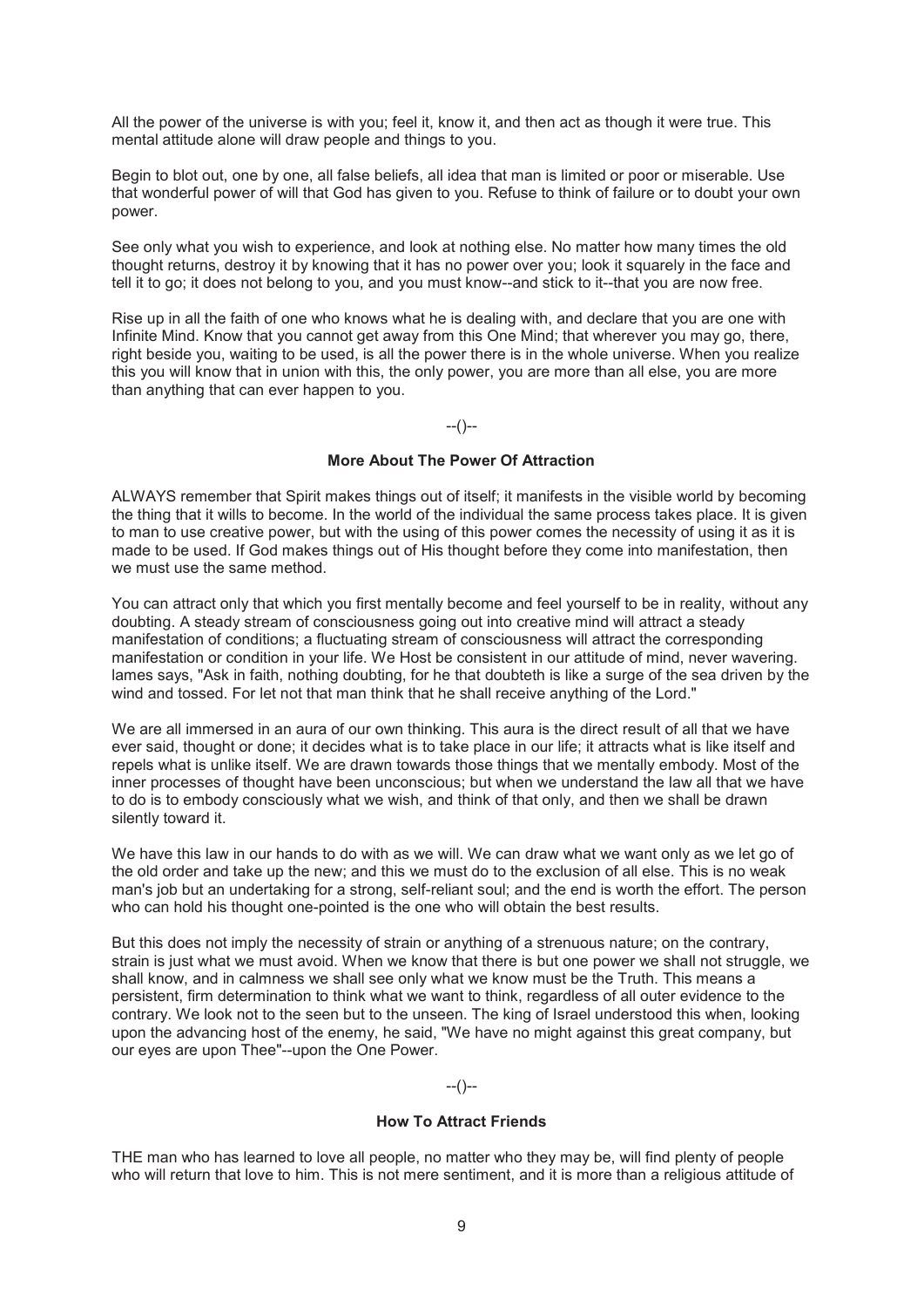All the power of the universe is with you; feel it, know it, and then act as though it were true. This mental attitude alone will draw people and things to you.

Begin to blot out, one by one, all false beliefs, all idea that man is limited or poor or miserable. Use that wonderful power of will that God has given to you. Refuse to think of failure or to doubt your own power.

See only what you wish to experience, and look at nothing else. No matter how many times the old thought returns, destroy it by knowing that it has no power over you; look it squarely in the face and tell it to go; it does not belong to you, and you must know--and stick to it--that you are now free.

Rise up in all the faith of one who knows what he is dealing with, and declare that you are one with Infinite Mind. Know that you cannot get away from this One Mind; that wherever you may go, there, right beside you, waiting to be used, is all the power there is in the whole universe. When you realize this you will know that in union with this, the only power, you are more than all else, you are more than anything that can ever happen to you.

--()--

## More About The Power Of Attraction

ALWAYS remember that Spirit makes things out of itself; it manifests in the visible world by becoming the thing that it wills to become. In the world of the individual the same process takes place. It is given to man to use creative power, but with the using of this power comes the necessity of using it as it is made to be used. If God makes things out of His thought before they come into manifestation, then we must use the same method.

You can attract only that which you first mentally become and feel yourself to be in reality, without any doubting. A steady stream of consciousness going out into creative mind will attract a steady manifestation of conditions; a fluctuating stream of consciousness will attract the corresponding manifestation or condition in your life. We Host be consistent in our attitude of mind, never wavering. lames says, "Ask in faith, nothing doubting, for he that doubteth is like a surge of the sea driven by the wind and tossed. For let not that man think that he shall receive anything of the Lord."

We are all immersed in an aura of our own thinking. This aura is the direct result of all that we have ever said, thought or done; it decides what is to take place in our life; it attracts what is like itself and repels what is unlike itself. We are drawn towards those things that we mentally embody. Most of the inner processes of thought have been unconscious; but when we understand the law all that we have to do is to embody consciously what we wish, and think of that only, and then we shall be drawn silently toward it.

We have this law in our hands to do with as we will. We can draw what we want only as we let go of the old order and take up the new; and this we must do to the exclusion of all else. This is no weak man's job but an undertaking for a strong, self-reliant soul; and the end is worth the effort. The person who can hold his thought one-pointed is the one who will obtain the best results.

But this does not imply the necessity of strain or anything of a strenuous nature; on the contrary, strain is just what we must avoid. When we know that there is but one power we shall not struggle, we shall know, and in calmness we shall see only what we know must be the Truth. This means a persistent, firm determination to think what we want to think, regardless of all outer evidence to the contrary. We look not to the seen but to the unseen. The king of Israel understood this when, looking upon the advancing host of the enemy, he said, "We have no might against this great company, but our eyes are upon Thee"--upon the One Power.

--()--

## How To Attract Friends

THE man who has learned to love all people, no matter who they may be, will find plenty of people who will return that love to him. This is not mere sentiment, and it is more than a religious attitude of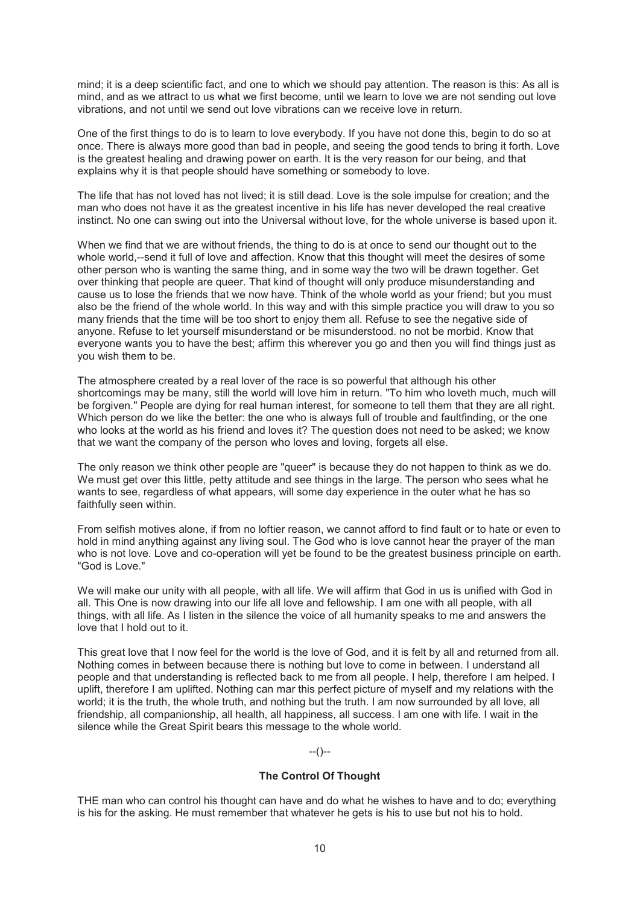mind; it is a deep scientific fact, and one to which we should pay attention. The reason is this: As all is mind, and as we attract to us what we first become, until we learn to love we are not sending out love vibrations, and not until we send out love vibrations can we receive love in return.

One of the first things to do is to learn to love everybody. If you have not done this, begin to do so at once. There is always more good than bad in people, and seeing the good tends to bring it forth. Love is the greatest healing and drawing power on earth. It is the very reason for our being, and that explains why it is that people should have something or somebody to love.

The life that has not loved has not lived; it is still dead. Love is the sole impulse for creation; and the man who does not have it as the greatest incentive in his life has never developed the real creative instinct. No one can swing out into the Universal without love, for the whole universe is based upon it.

When we find that we are without friends, the thing to do is at once to send our thought out to the whole world,--send it full of love and affection. Know that this thought will meet the desires of some other person who is wanting the same thing, and in some way the two will be drawn together. Get over thinking that people are queer. That kind of thought will only produce misunderstanding and cause us to lose the friends that we now have. Think of the whole world as your friend; but you must also be the friend of the whole world. In this way and with this simple practice you will draw to you so many friends that the time will be too short to enjoy them all. Refuse to see the negative side of anyone. Refuse to let yourself misunderstand or be misunderstood. no not be morbid. Know that everyone wants you to have the best; affirm this wherever you go and then you will find things just as you wish them to be.

The atmosphere created by a real lover of the race is so powerful that although his other shortcomings may be many, still the world will love him in return. "To him who loveth much, much will be forgiven." People are dying for real human interest, for someone to tell them that they are all right. Which person do we like the better: the one who is always full of trouble and faultfinding, or the one who looks at the world as his friend and loves it? The question does not need to be asked; we know that we want the company of the person who loves and loving, forgets all else.

The only reason we think other people are "queer" is because they do not happen to think as we do. We must get over this little, petty attitude and see things in the large. The person who sees what he wants to see, regardless of what appears, will some day experience in the outer what he has so faithfully seen within.

From selfish motives alone, if from no loftier reason, we cannot afford to find fault or to hate or even to hold in mind anything against any living soul. The God who is love cannot hear the prayer of the man who is not love. Love and co-operation will yet be found to be the greatest business principle on earth. "God is Love."

We will make our unity with all people, with all life. We will affirm that God in us is unified with God in all. This One is now drawing into our life all love and fellowship. I am one with all people, with all things, with all life. As I listen in the silence the voice of all humanity speaks to me and answers the love that I hold out to it.

This great love that I now feel for the world is the love of God, and it is felt by all and returned from all. Nothing comes in between because there is nothing but love to come in between. I understand all people and that understanding is reflected back to me from all people. I help, therefore I am helped. I uplift, therefore I am uplifted. Nothing can mar this perfect picture of myself and my relations with the world; it is the truth, the whole truth, and nothing but the truth. I am now surrounded by all love, all friendship, all companionship, all health, all happiness, all success. I am one with life. I wait in the silence while the Great Spirit bears this message to the whole world.

--()--

## The Control Of Thought

THE man who can control his thought can have and do what he wishes to have and to do; everything is his for the asking. He must remember that whatever he gets is his to use but not his to hold.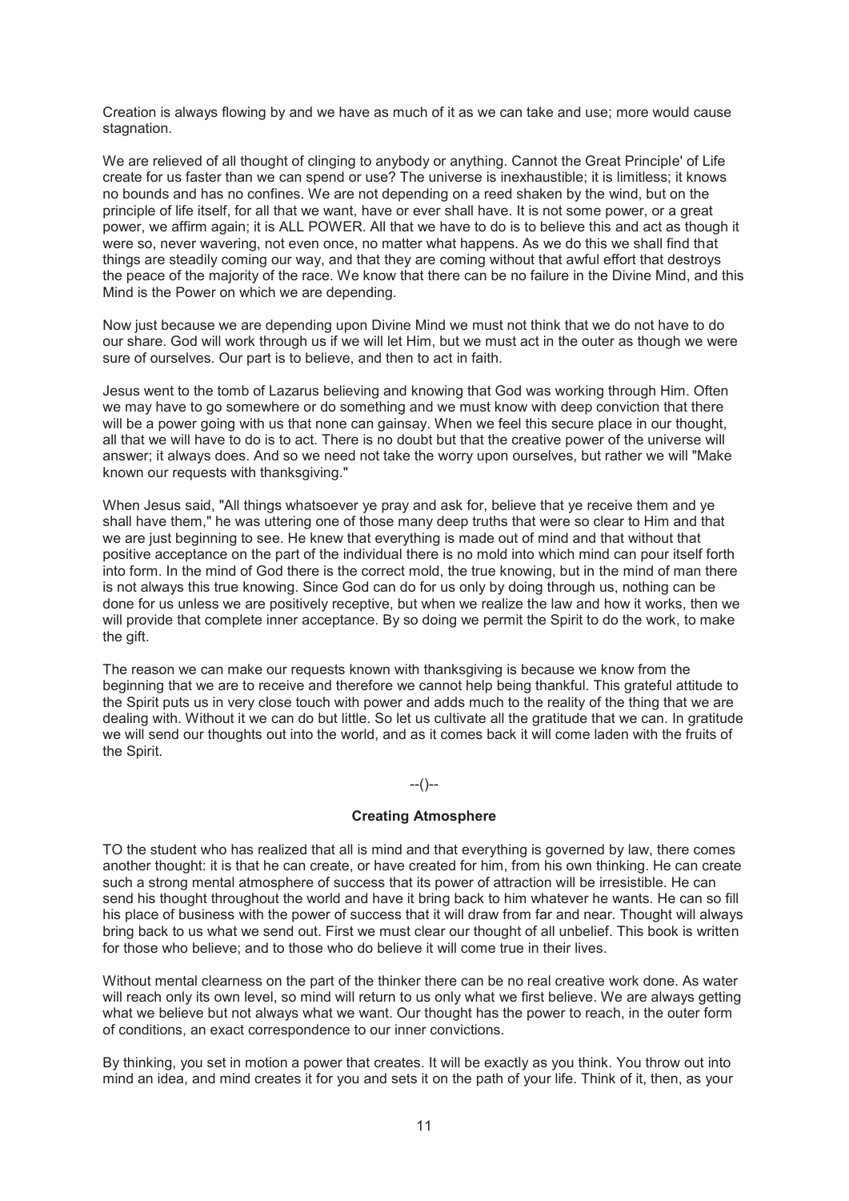Creation is always flowing by and we have as much of it as we can take and use; more would cause stagnation.

We are relieved of all thought of clinging to anybody or anything. Cannot the Great Principle' of Life create for us faster than we can spend or use? The universe is inexhaustible; it is limitless; it knows no bounds and has no confines. We are not depending on a reed shaken by the wind, but on the principle of life itself, for all that we want, have or ever shall have. It is not some power, or a great power, we affirm again; it is ALL POWER. All that we have to do is to believe this and act as though it were so, never wavering, not even once, no matter what happens. As we do this we shall find that things are steadily coming our way, and that they are coming without that awful effort that destroys the peace of the majority of the race. We know that there can be no failure in the Divine Mind, and this Mind is the Power on which we are depending.

Now just because we are depending upon Divine Mind we must not think that we do not have to do our share. God will work through us if we will let Him, but we must act in the outer as though we were sure of ourselves. Our part is to believe, and then to act in faith.

Jesus went to the tomb of Lazarus believing and knowing that God was working through Him. Often we may have to go somewhere or do something and we must know with deep conviction that there will be a power going with us that none can gainsay. When we feel this secure place in our thought, all that we will have to do is to act. There is no doubt but that the creative power of the universe will answer; it always does. And so we need not take the worry upon ourselves, but rather we will "Make known our requests with thanksgiving."

When Jesus said, "All things whatsoever ye pray and ask for, believe that ye receive them and ye shall have them," he was uttering one of those many deep truths that were so clear to Him and that we are just beginning to see. He knew that everything is made out of mind and that without that positive acceptance on the part of the individual there is no mold into which mind can pour itself forth into form. In the mind of God there is the correct mold, the true knowing, but in the mind of man there is not always this true knowing. Since God can do for us only by doing through us, nothing can be done for us unless we are positively receptive, but when we realize the law and how it works, then we will provide that complete inner acceptance. By so doing we permit the Spirit to do the work, to make the gift.

The reason we can make our requests known with thanksgiving is because we know from the beginning that we are to receive and therefore we cannot help being thankful. This grateful attitude to the Spirit puts us in very close touch with power and adds much to the reality of the thing that we are dealing with. Without it we can do but little. So let us cultivate all the gratitude that we can. In gratitude we will send our thoughts out into the world, and as it comes back it will come laden with the fruits of the Spirit.

--()--

### Creating Atmosphere

TO the student who has realized that all is mind and that everything is governed by law, there comes another thought: it is that he can create, or have created for him, from his own thinking. He can create such a strong mental atmosphere of success that its power of attraction will be irresistible. He can send his thought throughout the world and have it bring back to him whatever he wants. He can so fill his place of business with the power of success that it will draw from far and near. Thought will always bring back to us what we send out. First we must clear our thought of all unbelief. This book is written for those who believe; and to those who do believe it will come true in their lives.

Without mental clearness on the part of the thinker there can be no real creative work done. As water will reach only its own level, so mind will return to us only what we first believe. We are always getting what we believe but not always what we want. Our thought has the power to reach, in the outer form of conditions, an exact correspondence to our inner convictions.

By thinking, you set in motion a power that creates. It will be exactly as you think. You throw out into mind an idea, and mind creates it for you and sets it on the path of your life. Think of it, then, as your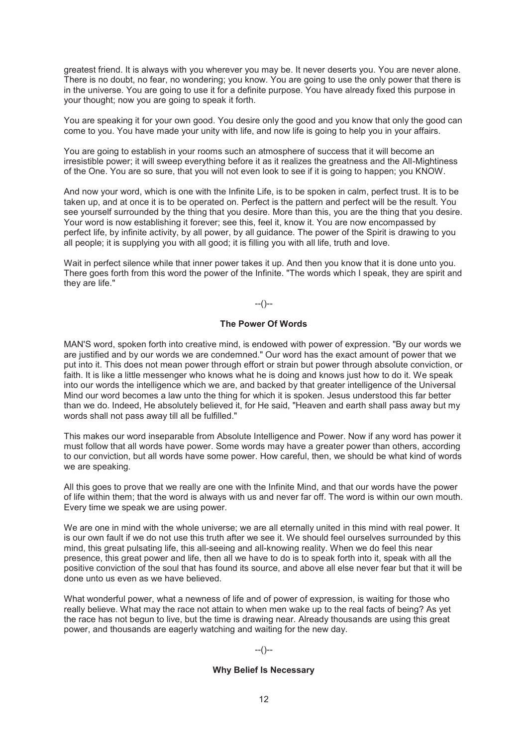greatest friend. It is always with you wherever you may be. It never deserts you. You are never alone. There is no doubt, no fear, no wondering; you know. You are going to use the only power that there is in the universe. You are going to use it for a definite purpose. You have already fixed this purpose in your thought; now you are going to speak it forth.

You are speaking it for your own good. You desire only the good and you know that only the good can come to you. You have made your unity with life, and now life is going to help you in your affairs.

You are going to establish in your rooms such an atmosphere of success that it will become an irresistible power; it will sweep everything before it as it realizes the greatness and the All-Mightiness of the One. You are so sure, that you will not even look to see if it is going to happen; you KNOW.

And now your word, which is one with the Infinite Life, is to be spoken in calm, perfect trust. It is to be taken up, and at once it is to be operated on. Perfect is the pattern and perfect will be the result. You see yourself surrounded by the thing that you desire. More than this, you are the thing that you desire. Your word is now establishing it forever; see this, feel it, know it. You are now encompassed by perfect life, by infinite activity, by all power, by all guidance. The power of the Spirit is drawing to you all people; it is supplying you with all good; it is filling you with all life, truth and love.

Wait in perfect silence while that inner power takes it up. And then you know that it is done unto you. There goes forth from this word the power of the Infinite. "The words which I speak, they are spirit and they are life."

--()--

### The Power Of Words

MAN'S word, spoken forth into creative mind, is endowed with power of expression. "By our words we are justified and by our words we are condemned." Our word has the exact amount of power that we put into it. This does not mean power through effort or strain but power through absolute conviction, or faith. It is like a little messenger who knows what he is doing and knows just how to do it. We speak into our words the intelligence which we are, and backed by that greater intelligence of the Universal Mind our word becomes a law unto the thing for which it is spoken. Jesus understood this far better than we do. Indeed, He absolutely believed it, for He said, "Heaven and earth shall pass away but my words shall not pass away till all be fulfilled."

This makes our word inseparable from Absolute Intelligence and Power. Now if any word has power it must follow that all words have power. Some words may have a greater power than others, according to our conviction, but all words have some power. How careful, then, we should be what kind of words we are speaking.

All this goes to prove that we really are one with the Infinite Mind, and that our words have the power of life within them; that the word is always with us and never far off. The word is within our own mouth. Every time we speak we are using power.

We are one in mind with the whole universe; we are all eternally united in this mind with real power. It is our own fault if we do not use this truth after we see it. We should feel ourselves surrounded by this mind, this great pulsating life, this all-seeing and all-knowing reality. When we do feel this near presence, this great power and life, then all we have to do is to speak forth into it, speak with all the positive conviction of the soul that has found its source, and above all else never fear but that it will be done unto us even as we have believed.

What wonderful power, what a newness of life and of power of expression, is waiting for those who really believe. What may the race not attain to when men wake up to the real facts of being? As yet the race has not begun to live, but the time is drawing near. Already thousands are using this great power, and thousands are eagerly watching and waiting for the new day.

--()--

### Why Belief Is Necessary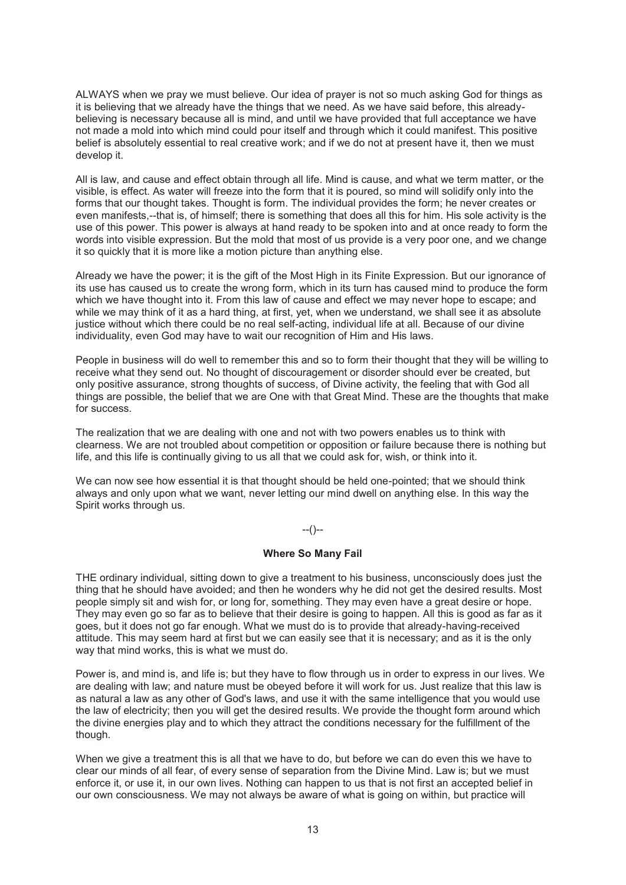ALWAYS when we pray we must believe. Our idea of prayer is not so much asking God for things as it is believing that we already have the things that we need. As we have said before, this already-believing is necessary because all is mind, and until we have provided that full acceptance we have not made a mold into which mind could pour itself and through which it could manifest. This positive belief is absolutely essential to real creative work; and if we do not at present have it, then we must develop it.

All is law, and cause and effect obtain through all life. Mind is cause, and what we term matter, or the visible, is effect. As water will freeze into the form that it is poured, so mind will solidify only into the forms that our thought takes. Thought is form. The individual provides the form; he never creates or even manifests,--that is, of himself; there is something that does all this for him. His sole activity is the use of this power. This power is always at hand ready to be spoken into and at once ready to form the words into visible expression. But the mold that most of us provide is a very poor one, and we change it so quickly that it is more like a motion picture than anything else.

Already we have the power; it is the gift of the Most High in its Finite Expression. But our ignorance of its use has caused us to create the wrong form, which in its turn has caused mind to produce the form which we have thought into it. From this law of cause and effect we may never hope to escape; and while we may think of it as a hard thing, at first, yet, when we understand, we shall see it as absolute justice without which there could be no real self-acting, individual life at all. Because of our divine individuality, even God may have to wait our recognition of Him and His laws.

People in business will do well to remember this and so to form their thought that they will be willing to receive what they send out. No thought of discouragement or disorder should ever be created, but only positive assurance, strong thoughts of success, of Divine activity, the feeling that with God all things are possible, the belief that we are One with that Great Mind. These are the thoughts that make for success.

The realization that we are dealing with one and not with two powers enables us to think with clearness. We are not troubled about competition or opposition or failure because there is nothing but life, and this life is continually giving to us all that we could ask for, wish, or think into it.

We can now see how essential it is that thought should be held one-pointed; that we should think always and only upon what we want, never letting our mind dwell on anything else. In this way the Spirit works through us.

--()--

### Where So Many Fail

THE ordinary individual, sitting down to give a treatment to his business, unconsciously does just the thing that he should have avoided; and then he wonders why he did not get the desired results. Most people simply sit and wish for, or long for, something. They may even have a great desire or hope. They may even go so far as to believe that their desire is going to happen. All this is good as far as it goes, but it does not go far enough. What we must do is to provide that already-having-received attitude. This may seem hard at first but we can easily see that it is necessary; and as it is the only way that mind works, this is what we must do.

Power is, and mind is, and life is; but they have to flow through us in order to express in our lives. We are dealing with law; and nature must be obeyed before it will work for us. Just realize that this law is as natural a law as any other of God's laws, and use it with the same intelligence that you would use the law of electricity; then you will get the desired results. We provide the thought form around which the divine energies play and to which they attract the conditions necessary for the fulfillment of the though.

When we give a treatment this is all that we have to do, but before we can do even this we have to clear our minds of all fear, of every sense of separation from the Divine Mind. Law is; but we must enforce it, or use it, in our own lives. Nothing can happen to us that is not first an accepted belief in our own consciousness. We may not always be aware of what is going on within, but practice will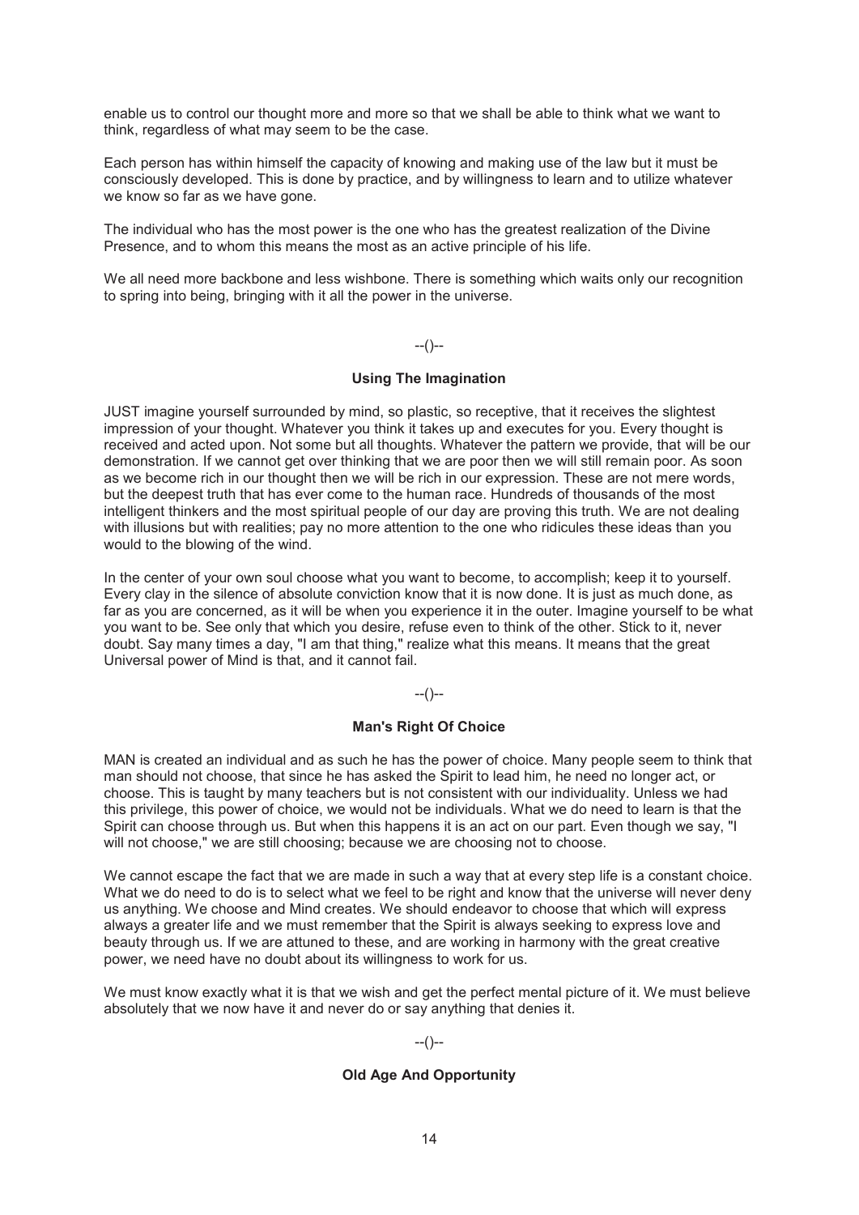enable us to control our thought more and more so that we shall be able to think what we want to think, regardless of what may seem to be the case.

Each person has within himself the capacity of knowing and making use of the law but it must be consciously developed. This is done by practice, and by willingness to learn and to utilize whatever we know so far as we have gone.

The individual who has the most power is the one who has the greatest realization of the Divine Presence, and to whom this means the most as an active principle of his life.

We all need more backbone and less wishbone. There is something which waits only our recognition to spring into being, bringing with it all the power in the universe.

--()--

### Using The Imagination

JUST imagine yourself surrounded by mind, so plastic, so receptive, that it receives the slightest impression of your thought. Whatever you think it takes up and executes for you. Every thought is received and acted upon. Not some but all thoughts. Whatever the pattern we provide, that will be our demonstration. If we cannot get over thinking that we are poor then we will still remain poor. As soon as we become rich in our thought then we will be rich in our expression. These are not mere words, but the deepest truth that has ever come to the human race. Hundreds of thousands of the most intelligent thinkers and the most spiritual people of our day are proving this truth. We are not dealing with illusions but with realities; pay no more attention to the one who ridicules these ideas than you would to the blowing of the wind.

In the center of your own soul choose what you want to become, to accomplish; keep it to yourself. Every clay in the silence of absolute conviction know that it is now done. It is just as much done, as far as you are concerned, as it will be when you experience it in the outer. Imagine yourself to be what you want to be. See only that which you desire, refuse even to think of the other. Stick to it, never doubt. Say many times a day, "I am that thing," realize what this means. It means that the great Universal power of Mind is that, and it cannot fail.

--()--

### Man's Right Of Choice

MAN is created an individual and as such he has the power of choice. Many people seem to think that man should not choose, that since he has asked the Spirit to lead him, he need no longer act, or choose. This is taught by many teachers but is not consistent with our individuality. Unless we had this privilege, this power of choice, we would not be individuals. What we do need to learn is that the Spirit can choose through us. But when this happens it is an act on our part. Even though we say, "I will not choose," we are still choosing; because we are choosing not to choose.

We cannot escape the fact that we are made in such a way that at every step life is a constant choice. What we do need to do is to select what we feel to be right and know that the universe will never deny us anything. We choose and Mind creates. We should endeavor to choose that which will express always a greater life and we must remember that the Spirit is always seeking to express love and beauty through us. If we are attuned to these, and are working in harmony with the great creative power, we need have no doubt about its willingness to work for us.

We must know exactly what it is that we wish and get the perfect mental picture of it. We must believe absolutely that we now have it and never do or say anything that denies it.

--()--

### Old Age And Opportunity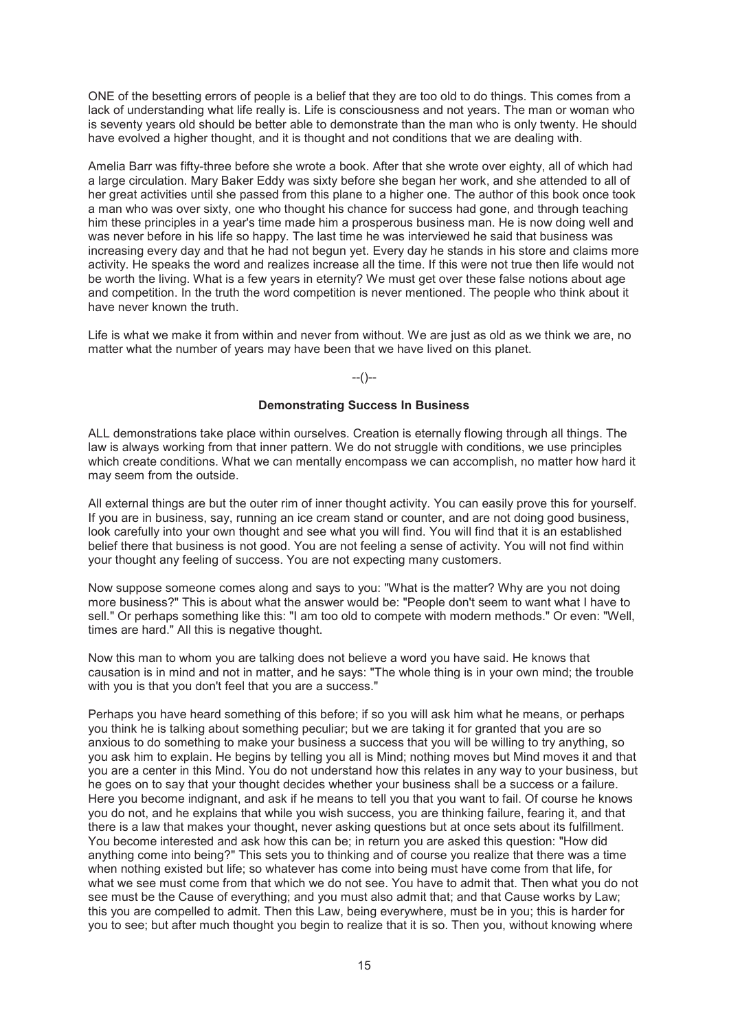ONE of the besetting errors of people is a belief that they are too old to do things. This comes from a lack of understanding what life really is. Life is consciousness and not years. The man or woman who is seventy years old should be better able to demonstrate than the man who is only twenty. He should have evolved a higher thought, and it is thought and not conditions that we are dealing with.

Amelia Barr was fifty-three before she wrote a book. After that she wrote over eighty, all of which had a large circulation. Mary Baker Eddy was sixty before she began her work, and she attended to all of her great activities until she passed from this plane to a higher one. The author of this book once took a man who was over sixty, one who thought his chance for success had gone, and through teaching him these principles in a year's time made him a prosperous business man. He is now doing well and was never before in his life so happy. The last time he was interviewed he said that business was increasing every day and that he had not begun yet. Every day he stands in his store and claims more activity. He speaks the word and realizes increase all the time. If this were not true then life would not be worth the living. What is a few years in eternity? We must get over these false notions about age and competition. In the truth the word competition is never mentioned. The people who think about it have never known the truth.

Life is what we make it from within and never from without. We are just as old as we think we are, no matter what the number of years may have been that we have lived on this planet.

--()--

## Demonstrating Success In Business

ALL demonstrations take place within ourselves. Creation is eternally flowing through all things. The law is always working from that inner pattern. We do not struggle with conditions, we use principles which create conditions. What we can mentally encompass we can accomplish, no matter how hard it may seem from the outside.

All external things are but the outer rim of inner thought activity. You can easily prove this for yourself. If you are in business, say, running an ice cream stand or counter, and are not doing good business, look carefully into your own thought and see what you will find. You will find that it is an established belief there that business is not good. You are not feeling a sense of activity. You will not find within your thought any feeling of success. You are not expecting many customers.

Now suppose someone comes along and says to you: "What is the matter? Why are you not doing more business?" This is about what the answer would be: "People don't seem to want what I have to sell." Or perhaps something like this: "I am too old to compete with modern methods." Or even: "Well, times are hard." All this is negative thought.

Now this man to whom you are talking does not believe a word you have said. He knows that causation is in mind and not in matter, and he says: "The whole thing is in your own mind; the trouble with you is that you don't feel that you are a success."

Perhaps you have heard something of this before; if so you will ask him what he means, or perhaps you think he is talking about something peculiar; but we are taking it for granted that you are so anxious to do something to make your business a success that you will be willing to try anything, so you ask him to explain. He begins by telling you all is Mind; nothing moves but Mind moves it and that you are a center in this Mind. You do not understand how this relates in any way to your business, but he goes on to say that your thought decides whether your business shall be a success or a failure. Here you become indignant, and ask if he means to tell you that you want to fail. Of course he knows you do not, and he explains that while you wish success, you are thinking failure, fearing it, and that there is a law that makes your thought, never asking questions but at once sets about its fulfillment. You become interested and ask how this can be; in return you are asked this question: "How did anything come into being?" This sets you to thinking and of course you realize that there was a time when nothing existed but life; so whatever has come into being must have come from that life, for what we see must come from that which we do not see. You have to admit that. Then what you do not see must be the Cause of everything; and you must also admit that; and that Cause works by Law; this you are compelled to admit. Then this Law, being everywhere, must be in you; this is harder for you to see; but after much thought you begin to realize that it is so. Then you, without knowing where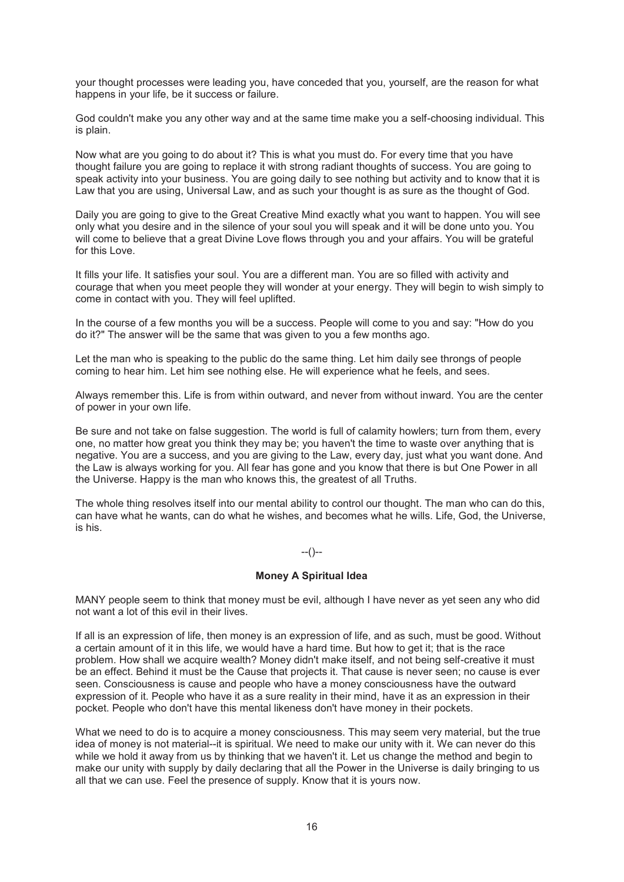your thought processes were leading you, have conceded that you, yourself, are the reason for what happens in your life, be it success or failure.

God couldn't make you any other way and at the same time make you a self-choosing individual. This is plain.

Now what are you going to do about it? This is what you must do. For every time that you have thought failure you are going to replace it with strong radiant thoughts of success. You are going to speak activity into your business. You are going daily to see nothing but activity and to know that it is Law that you are using, Universal Law, and as such your thought is as sure as the thought of God.

Daily you are going to give to the Great Creative Mind exactly what you want to happen. You will see only what you desire and in the silence of your soul you will speak and it will be done unto you. You will come to believe that a great Divine Love flows through you and your affairs. You will be grateful for this Love.

It fills your life. It satisfies your soul. You are a different man. You are so filled with activity and courage that when you meet people they will wonder at your energy. They will begin to wish simply to come in contact with you. They will feel uplifted.

In the course of a few months you will be a success. People will come to you and say: "How do you do it?" The answer will be the same that was given to you a few months ago.

Let the man who is speaking to the public do the same thing. Let him daily see throngs of people coming to hear him. Let him see nothing else. He will experience what he feels, and sees.

Always remember this. Life is from within outward, and never from without inward. You are the center of power in your own life.

Be sure and not take on false suggestion. The world is full of calamity howlers; turn from them, every one, no matter how great you think they may be; you haven't the time to waste over anything that is negative. You are a success, and you are giving to the Law, every day, just what you want done. And the Law is always working for you. All fear has gone and you know that there is but One Power in all the Universe. Happy is the man who knows this, the greatest of all Truths.

The whole thing resolves itself into our mental ability to control our thought. The man who can do this, can have what he wants, can do what he wishes, and becomes what he wills. Life, God, the Universe, is his.

--()--

## Money A Spiritual Idea

MANY people seem to think that money must be evil, although I have never as yet seen any who did not want a lot of this evil in their lives.

If all is an expression of life, then money is an expression of life, and as such, must be good. Without a certain amount of it in this life, we would have a hard time. But how to get it; that is the race problem. How shall we acquire wealth? Money didn't make itself, and not being self-creative it must be an effect. Behind it must be the Cause that projects it. That cause is never seen; no cause is ever seen. Consciousness is cause and people who have a money consciousness have the outward expression of it. People who have it as a sure reality in their mind, have it as an expression in their pocket. People who don't have this mental likeness don't have money in their pockets.

What we need to do is to acquire a money consciousness. This may seem very material, but the true idea of money is not material--it is spiritual. We need to make our unity with it. We can never do this while we hold it away from us by thinking that we haven't it. Let us change the method and begin to make our unity with supply by daily declaring that all the Power in the Universe is daily bringing to us all that we can use. Feel the presence of supply. Know that it is yours now.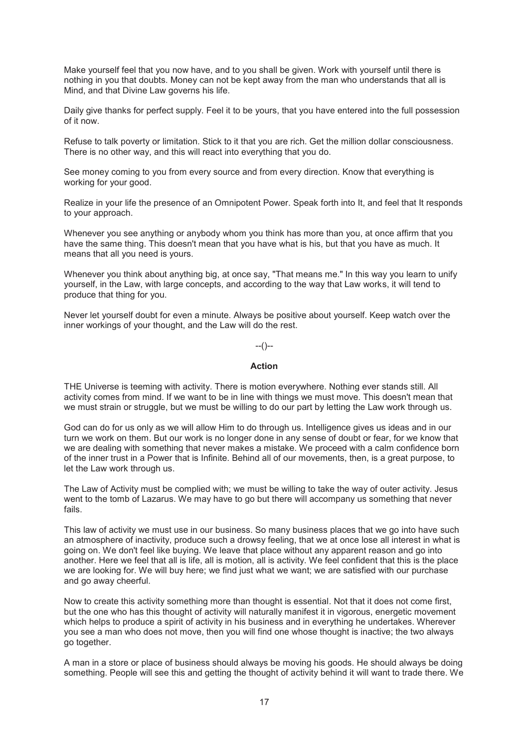Make yourself feel that you now have, and to you shall be given. Work with yourself until there is nothing in you that doubts. Money can not be kept away from the man who understands that all is Mind, and that Divine Law governs his life.

Daily give thanks for perfect supply. Feel it to be yours, that you have entered into the full possession of it now.

Refuse to talk poverty or limitation. Stick to it that you are rich. Get the million dollar consciousness. There is no other way, and this will react into everything that you do.

See money coming to you from every source and from every direction. Know that everything is working for your good.

Realize in your life the presence of an Omnipotent Power. Speak forth into It, and feel that It responds to your approach.

Whenever you see anything or anybody whom you think has more than you, at once affirm that you have the same thing. This doesn't mean that you have what is his, but that you have as much. It means that all you need is yours.

Whenever you think about anything big, at once say, "That means me." In this way you learn to unify yourself, in the Law, with large concepts, and according to the way that Law works, it will tend to produce that thing for you.

Never let yourself doubt for even a minute. Always be positive about yourself. Keep watch over the inner workings of your thought, and the Law will do the rest.

--()--

## Action

THE Universe is teeming with activity. There is motion everywhere. Nothing ever stands still. All activity comes from mind. If we want to be in line with things we must move. This doesn't mean that we must strain or struggle, but we must be willing to do our part by letting the Law work through us.

God can do for us only as we will allow Him to do through us. Intelligence gives us ideas and in our turn we work on them. But our work is no longer done in any sense of doubt or fear, for we know that we are dealing with something that never makes a mistake. We proceed with a calm confidence born of the inner trust in a Power that is Infinite. Behind all of our movements, then, is a great purpose, to let the Law work through us.

The Law of Activity must be complied with; we must be willing to take the way of outer activity. Jesus went to the tomb of Lazarus. We may have to go but there will accompany us something that never fails.

This law of activity we must use in our business. So many business places that we go into have such an atmosphere of inactivity, produce such a drowsy feeling, that we at once lose all interest in what is going on. We don't feel like buying. We leave that place without any apparent reason and go into another. Here we feel that all is life, all is motion, all is activity. We feel confident that this is the place we are looking for. We will buy here; we find just what we want; we are satisfied with our purchase and go away cheerful.

Now to create this activity something more than thought is essential. Not that it does not come first, but the one who has this thought of activity will naturally manifest it in vigorous, energetic movement which helps to produce a spirit of activity in his business and in everything he undertakes. Wherever you see a man who does not move, then you will find one whose thought is inactive; the two always go together.

A man in a store or place of business should always be moving his goods. He should always be doing something. People will see this and getting the thought of activity behind it will want to trade there. We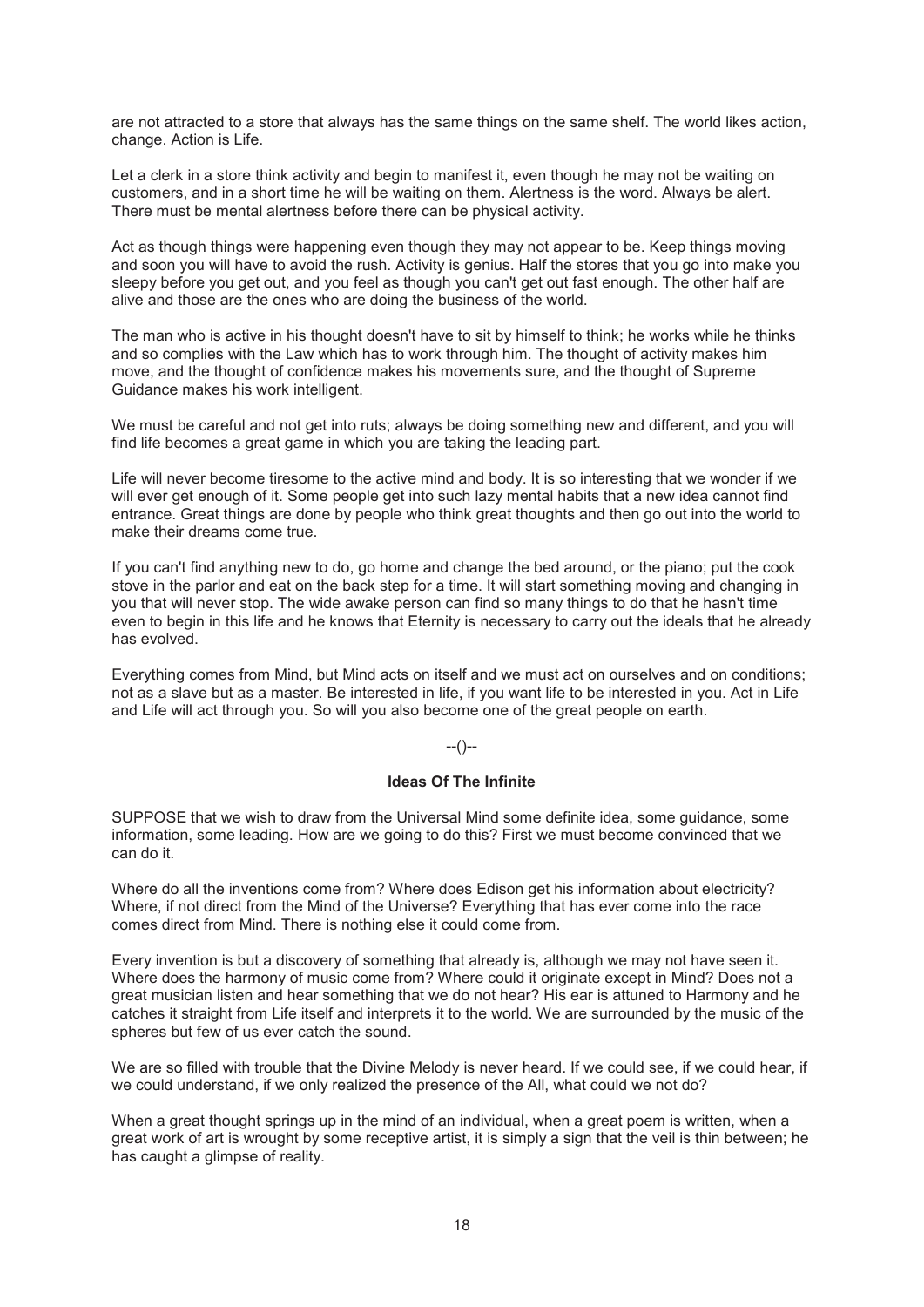are not attracted to a store that always has the same things on the same shelf. The world likes action, change. Action is Life.

Let a clerk in a store think activity and begin to manifest it, even though he may not be waiting on customers, and in a short time he will be waiting on them. Alertness is the word. Always be alert. There must be mental alertness before there can be physical activity.

Act as though things were happening even though they may not appear to be. Keep things moving and soon you will have to avoid the rush. Activity is genius. Half the stores that you go into make you sleepy before you get out, and you feel as though you can't get out fast enough. The other half are alive and those are the ones who are doing the business of the world.

The man who is active in his thought doesn't have to sit by himself to think; he works while he thinks and so complies with the Law which has to work through him. The thought of activity makes him move, and the thought of confidence makes his movements sure, and the thought of Supreme Guidance makes his work intelligent.

We must be careful and not get into ruts; always be doing something new and different, and you will find life becomes a great game in which you are taking the leading part.

Life will never become tiresome to the active mind and body. It is so interesting that we wonder if we will ever get enough of it. Some people get into such lazy mental habits that a new idea cannot find entrance. Great things are done by people who think great thoughts and then go out into the world to make their dreams come true.

If you can't find anything new to do, go home and change the bed around, or the piano; put the cook stove in the parlor and eat on the back step for a time. It will start something moving and changing in you that will never stop. The wide awake person can find so many things to do that he hasn't time even to begin in this life and he knows that Eternity is necessary to carry out the ideals that he already has evolved.

Everything comes from Mind, but Mind acts on itself and we must act on ourselves and on conditions; not as a slave but as a master. Be interested in life, if you want life to be interested in you. Act in Life and Life will act through you. So will you also become one of the great people on earth.

--()--

### Ideas Of The Infinite

SUPPOSE that we wish to draw from the Universal Mind some definite idea, some guidance, some information, some leading. How are we going to do this? First we must become convinced that we can do it.

Where do all the inventions come from? Where does Edison get his information about electricity? Where, if not direct from the Mind of the Universe? Everything that has ever come into the race comes direct from Mind. There is nothing else it could come from.

Every invention is but a discovery of something that already is, although we may not have seen it. Where does the harmony of music come from? Where could it originate except in Mind? Does not a great musician listen and hear something that we do not hear? His ear is attuned to Harmony and he catches it straight from Life itself and interprets it to the world. We are surrounded by the music of the spheres but few of us ever catch the sound.

We are so filled with trouble that the Divine Melody is never heard. If we could see, if we could hear, if we could understand, if we only realized the presence of the All, what could we not do?

When a great thought springs up in the mind of an individual, when a great poem is written, when a great work of art is wrought by some receptive artist, it is simply a sign that the veil is thin between; he has caught a glimpse of reality.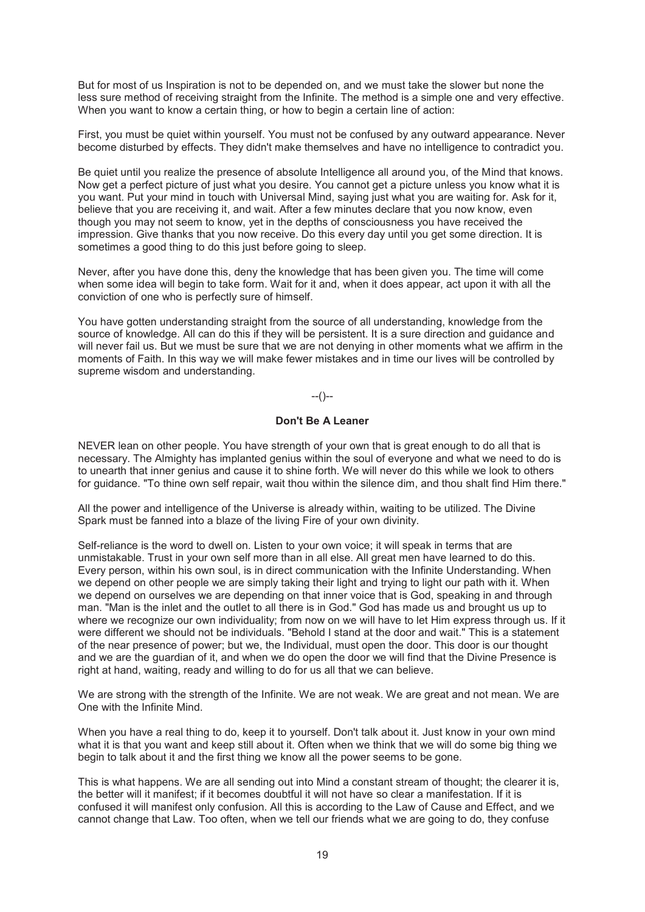But for most of us Inspiration is not to be depended on, and we must take the slower but none the less sure method of receiving straight from the Infinite. The method is a simple one and very effective. When you want to know a certain thing, or how to begin a certain line of action:

First, you must be quiet within yourself. You must not be confused by any outward appearance. Never become disturbed by effects. They didn't make themselves and have no intelligence to contradict you.

Be quiet until you realize the presence of absolute Intelligence all around you, of the Mind that knows. Now get a perfect picture of just what you desire. You cannot get a picture unless you know what it is you want. Put your mind in touch with Universal Mind, saying just what you are waiting for. Ask for it, believe that you are receiving it, and wait. After a few minutes declare that you now know, even though you may not seem to know, yet in the depths of consciousness you have received the impression. Give thanks that you now receive. Do this every day until you get some direction. It is sometimes a good thing to do this just before going to sleep.

Never, after you have done this, deny the knowledge that has been given you. The time will come when some idea will begin to take form. Wait for it and, when it does appear, act upon it with all the conviction of one who is perfectly sure of himself.

You have gotten understanding straight from the source of all understanding, knowledge from the source of knowledge. All can do this if they will be persistent. It is a sure direction and guidance and will never fail us. But we must be sure that we are not denying in other moments what we affirm in the moments of Faith. In this way we will make fewer mistakes and in time our lives will be controlled by supreme wisdom and understanding.

--()--

## Don't Be A Leaner

NEVER lean on other people. You have strength of your own that is great enough to do all that is necessary. The Almighty has implanted genius within the soul of everyone and what we need to do is to unearth that inner genius and cause it to shine forth. We will never do this while we look to others for guidance. "To thine own self repair, wait thou within the silence dim, and thou shalt find Him there."

All the power and intelligence of the Universe is already within, waiting to be utilized. The Divine Spark must be fanned into a blaze of the living Fire of your own divinity.

Self-reliance is the word to dwell on. Listen to your own voice; it will speak in terms that are unmistakable. Trust in your own self more than in all else. All great men have learned to do this. Every person, within his own soul, is in direct communication with the Infinite Understanding. When we depend on other people we are simply taking their light and trying to light our path with it. When we depend on ourselves we are depending on that inner voice that is God, speaking in and through man. "Man is the inlet and the outlet to all there is in God." God has made us and brought us up to where we recognize our own individuality; from now on we will have to let Him express through us. If it were different we should not be individuals. "Behold I stand at the door and wait." This is a statement of the near presence of power; but we, the Individual, must open the door. This door is our thought and we are the guardian of it, and when we do open the door we will find that the Divine Presence is right at hand, waiting, ready and willing to do for us all that we can believe.

We are strong with the strength of the Infinite. We are not weak. We are great and not mean. We are One with the Infinite Mind.

When you have a real thing to do, keep it to yourself. Don't talk about it. Just know in your own mind what it is that you want and keep still about it. Often when we think that we will do some big thing we begin to talk about it and the first thing we know all the power seems to be gone.

This is what happens. We are all sending out into Mind a constant stream of thought; the clearer it is, the better will it manifest; if it becomes doubtful it will not have so clear a manifestation. If it is confused it will manifest only confusion. All this is according to the Law of Cause and Effect, and we cannot change that Law. Too often, when we tell our friends what we are going to do, they confuse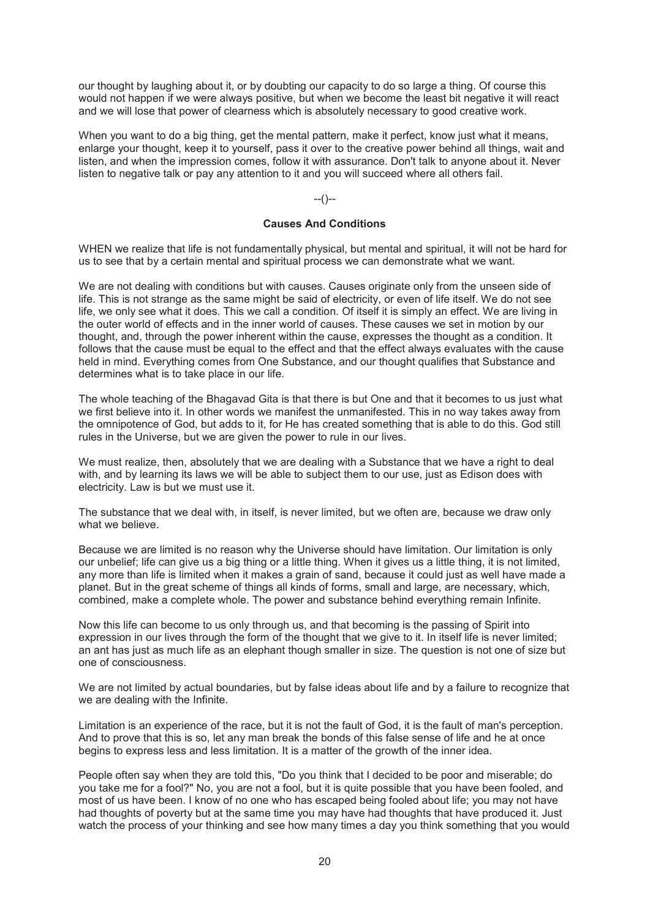our thought by laughing about it, or by doubting our capacity to do so large a thing. Of course this would not happen if we were always positive, but when we become the least bit negative it will react and we will lose that power of clearness which is absolutely necessary to good creative work.

When you want to do a big thing, get the mental pattern, make it perfect, know just what it means, enlarge your thought, keep it to yourself, pass it over to the creative power behind all things, wait and listen, and when the impression comes, follow it with assurance. Don't talk to anyone about it. Never listen to negative talk or pay any attention to it and you will succeed where all others fail.

--()--

### Causes And Conditions

WHEN we realize that life is not fundamentally physical, but mental and spiritual, it will not be hard for us to see that by a certain mental and spiritual process we can demonstrate what we want.

We are not dealing with conditions but with causes. Causes originate only from the unseen side of life. This is not strange as the same might be said of electricity, or even of life itself. We do not see life, we only see what it does. This we call a condition. Of itself it is simply an effect. We are living in the outer world of effects and in the inner world of causes. These causes we set in motion by our thought, and, through the power inherent within the cause, expresses the thought as a condition. It follows that the cause must be equal to the effect and that the effect always evaluates with the cause held in mind. Everything comes from One Substance, and our thought qualifies that Substance and determines what is to take place in our life.

The whole teaching of the Bhagavad Gita is that there is but One and that it becomes to us just what we first believe into it. In other words we manifest the unmanifested. This in no way takes away from the omnipotence of God, but adds to it, for He has created something that is able to do this. God still rules in the Universe, but we are given the power to rule in our lives.

We must realize, then, absolutely that we are dealing with a Substance that we have a right to deal with, and by learning its laws we will be able to subject them to our use, just as Edison does with electricity. Law is but we must use it.

The substance that we deal with, in itself, is never limited, but we often are, because we draw only what we believe.

Because we are limited is no reason why the Universe should have limitation. Our limitation is only our unbelief; life can give us a big thing or a little thing. When it gives us a little thing, it is not limited, any more than life is limited when it makes a grain of sand, because it could just as well have made a planet. But in the great scheme of things all kinds of forms, small and large, are necessary, which, combined, make a complete whole. The power and substance behind everything remain Infinite.

Now this life can become to us only through us, and that becoming is the passing of Spirit into expression in our lives through the form of the thought that we give to it. In itself life is never limited; an ant has just as much life as an elephant though smaller in size. The question is not one of size but one of consciousness.

We are not limited by actual boundaries, but by false ideas about life and by a failure to recognize that we are dealing with the Infinite.

Limitation is an experience of the race, but it is not the fault of God, it is the fault of man's perception. And to prove that this is so, let any man break the bonds of this false sense of life and he at once begins to express less and less limitation. It is a matter of the growth of the inner idea.

People often say when they are told this, "Do you think that I decided to be poor and miserable; do you take me for a fool?" No, you are not a fool, but it is quite possible that you have been fooled, and most of us have been. I know of no one who has escaped being fooled about life; you may not have had thoughts of poverty but at the same time you may have had thoughts that have produced it. Just watch the process of your thinking and see how many times a day you think something that you would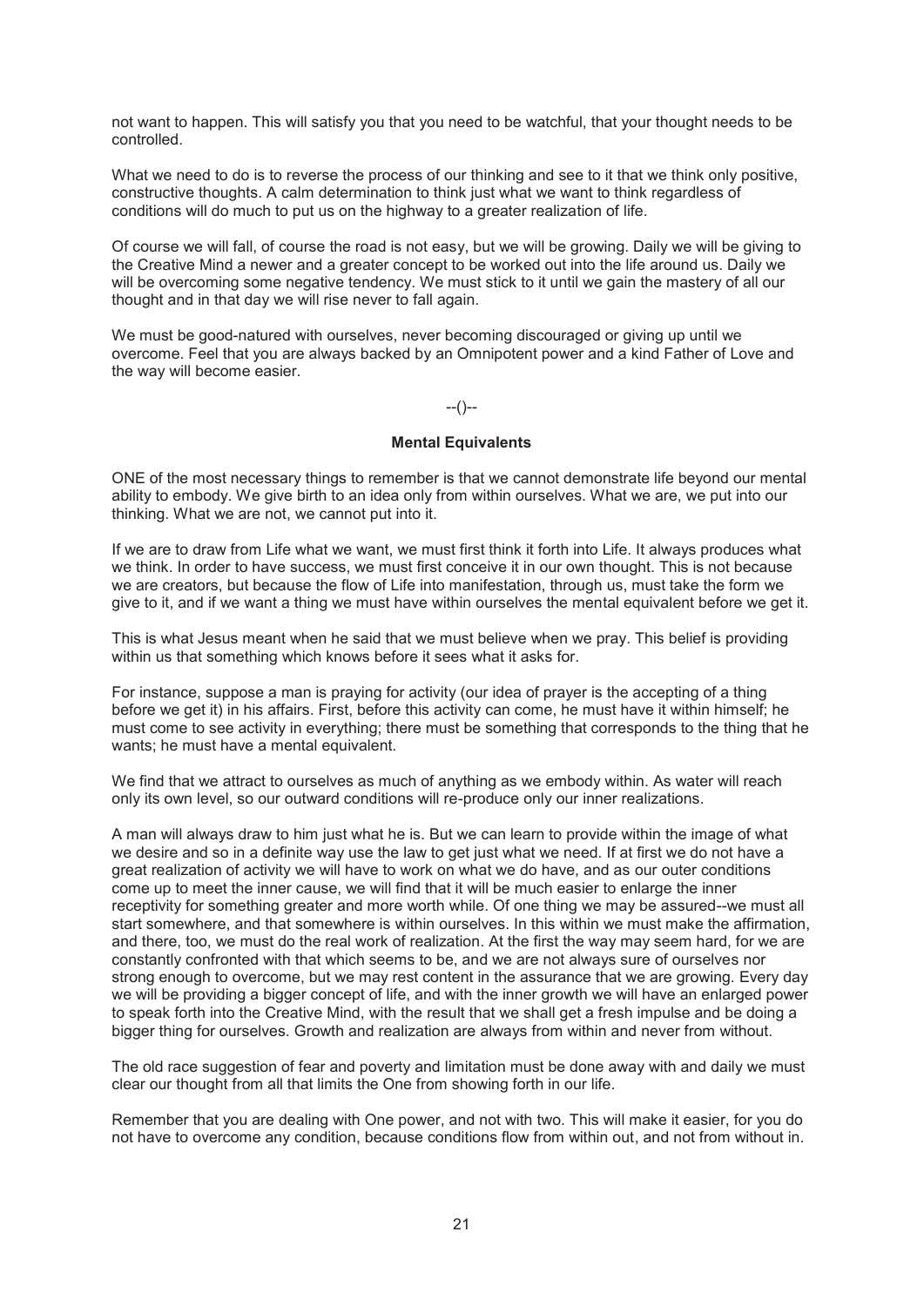not want to happen. This will satisfy you that you need to be watchful, that your thought needs to be controlled.

What we need to do is to reverse the process of our thinking and see to it that we think only positive, constructive thoughts. A calm determination to think just what we want to think regardless of conditions will do much to put us on the highway to a greater realization of life.

Of course we will fall, of course the road is not easy, but we will be growing. Daily we will be giving to the Creative Mind a newer and a greater concept to be worked out into the life around us. Daily we will be overcoming some negative tendency. We must stick to it until we gain the mastery of all our thought and in that day we will rise never to fall again.

We must be good-natured with ourselves, never becoming discouraged or giving up until we overcome. Feel that you are always backed by an Omnipotent power and a kind Father of Love and the way will become easier.

--()--

### Mental Equivalents

ONE of the most necessary things to remember is that we cannot demonstrate life beyond our mental ability to embody. We give birth to an idea only from within ourselves. What we are, we put into our thinking. What we are not, we cannot put into it.

If we are to draw from Life what we want, we must first think it forth into Life. It always produces what we think. In order to have success, we must first conceive it in our own thought. This is not because we are creators, but because the flow of Life into manifestation, through us, must take the form we give to it, and if we want a thing we must have within ourselves the mental equivalent before we get it.

This is what Jesus meant when he said that we must believe when we pray. This belief is providing within us that something which knows before it sees what it asks for.

For instance, suppose a man is praying for activity (our idea of prayer is the accepting of a thing before we get it) in his affairs. First, before this activity can come, he must have it within himself; he must come to see activity in everything; there must be something that corresponds to the thing that he wants; he must have a mental equivalent.

We find that we attract to ourselves as much of anything as we embody within. As water will reach only its own level, so our outward conditions will re-produce only our inner realizations.

A man will always draw to him just what he is. But we can learn to provide within the image of what we desire and so in a definite way use the law to get just what we need. If at first we do not have a great realization of activity we will have to work on what we do have, and as our outer conditions come up to meet the inner cause, we will find that it will be much easier to enlarge the inner receptivity for something greater and more worth while. Of one thing we may be assured--we must all start somewhere, and that somewhere is within ourselves. In this within we must make the affirmation, and there, too, we must do the real work of realization. At the first the way may seem hard, for we are constantly confronted with that which seems to be, and we are not always sure of ourselves nor strong enough to overcome, but we may rest content in the assurance that we are growing. Every day we will be providing a bigger concept of life, and with the inner growth we will have an enlarged power to speak forth into the Creative Mind, with the result that we shall get a fresh impulse and be doing a bigger thing for ourselves. Growth and realization are always from within and never from without.

The old race suggestion of fear and poverty and limitation must be done away with and daily we must clear our thought from all that limits the One from showing forth in our life.

Remember that you are dealing with One power, and not with two. This will make it easier, for you do not have to overcome any condition, because conditions flow from within out, and not from without in.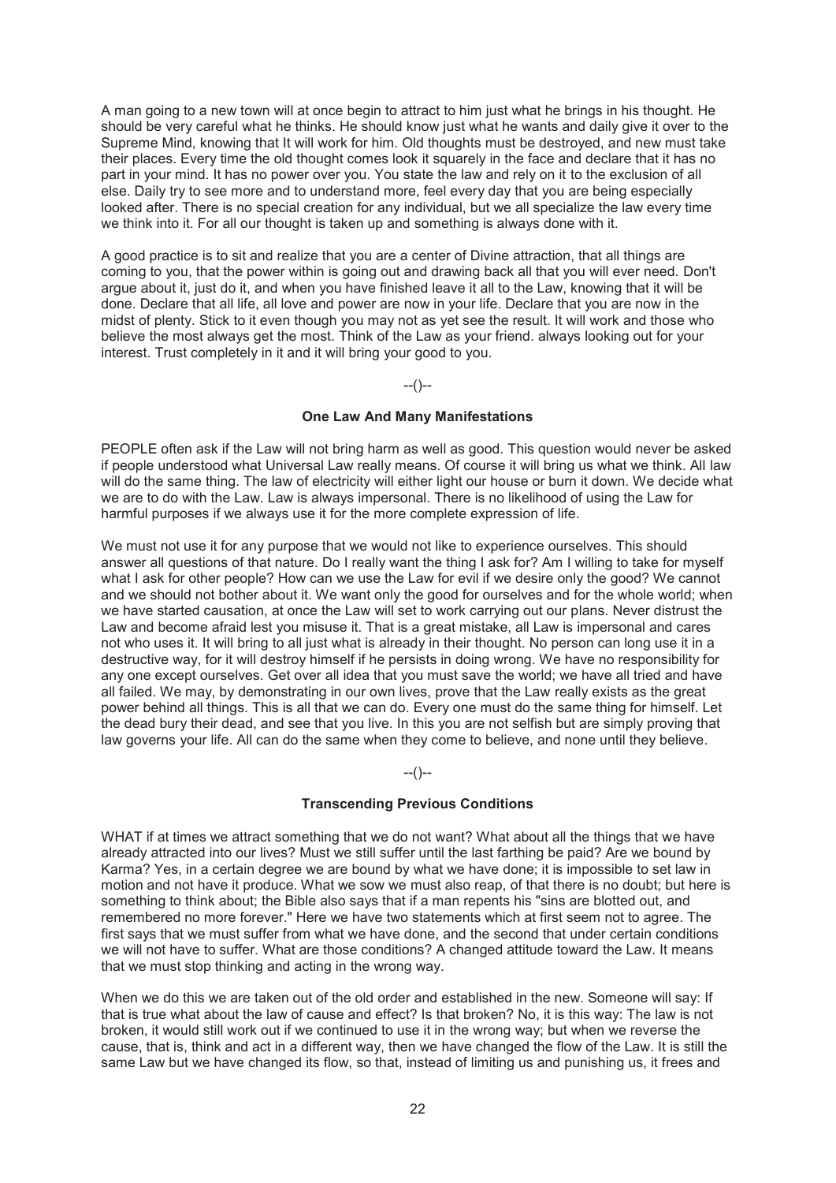A man going to a new town will at once begin to attract to him just what he brings in his thought. He should be very careful what he thinks. He should know just what he wants and daily give it over to the Supreme Mind, knowing that It will work for him. Old thoughts must be destroyed, and new must take their places. Every time the old thought comes look it squarely in the face and declare that it has no part in your mind. It has no power over you. You state the law and rely on it to the exclusion of all else. Daily try to see more and to understand more, feel every day that you are being especially looked after. There is no special creation for any individual, but we all specialize the law every time we think into it. For all our thought is taken up and something is always done with it.

A good practice is to sit and realize that you are a center of Divine attraction, that all things are coming to you, that the power within is going out and drawing back all that you will ever need. Don't argue about it, just do it, and when you have finished leave it all to the Law, knowing that it will be done. Declare that all life, all love and power are now in your life. Declare that you are now in the midst of plenty. Stick to it even though you may not as yet see the result. It will work and those who believe the most always get the most. Think of the Law as your friend. always looking out for your interest. Trust completely in it and it will bring your good to you.

--()--

### One Law And Many Manifestations

PEOPLE often ask if the Law will not bring harm as well as good. This question would never be asked if people understood what Universal Law really means. Of course it will bring us what we think. All law will do the same thing. The law of electricity will either light our house or burn it down. We decide what we are to do with the Law. Law is always impersonal. There is no likelihood of using the Law for harmful purposes if we always use it for the more complete expression of life.

We must not use it for any purpose that we would not like to experience ourselves. This should answer all questions of that nature. Do I really want the thing I ask for? Am I willing to take for myself what I ask for other people? How can we use the Law for evil if we desire only the good? We cannot and we should not bother about it. We want only the good for ourselves and for the whole world; when we have started causation, at once the Law will set to work carrying out our plans. Never distrust the Law and become afraid lest you misuse it. That is a great mistake, all Law is impersonal and cares not who uses it. It will bring to all just what is already in their thought. No person can long use it in a destructive way, for it will destroy himself if he persists in doing wrong. We have no responsibility for any one except ourselves. Get over all idea that you must save the world; we have all tried and have all failed. We may, by demonstrating in our own lives, prove that the Law really exists as the great power behind all things. This is all that we can do. Every one must do the same thing for himself. Let the dead bury their dead, and see that you live. In this you are not selfish but are simply proving that law governs your life. All can do the same when they come to believe, and none until they believe.

--()--

### Transcending Previous Conditions

WHAT if at times we attract something that we do not want? What about all the things that we have already attracted into our lives? Must we still suffer until the last farthing be paid? Are we bound by Karma? Yes, in a certain degree we are bound by what we have done; it is impossible to set law in motion and not have it produce. What we sow we must also reap, of that there is no doubt; but here is something to think about; the Bible also says that if a man repents his "sins are blotted out, and remembered no more forever." Here we have two statements which at first seem not to agree. The first says that we must suffer from what we have done, and the second that under certain conditions we will not have to suffer. What are those conditions? A changed attitude toward the Law. It means that we must stop thinking and acting in the wrong way.

When we do this we are taken out of the old order and established in the new. Someone will say: If that is true what about the law of cause and effect? Is that broken? No, it is this way: The law is not broken, it would still work out if we continued to use it in the wrong way; but when we reverse the cause, that is, think and act in a different way, then we have changed the flow of the Law. It is still the same Law but we have changed its flow, so that, instead of limiting us and punishing us, it frees and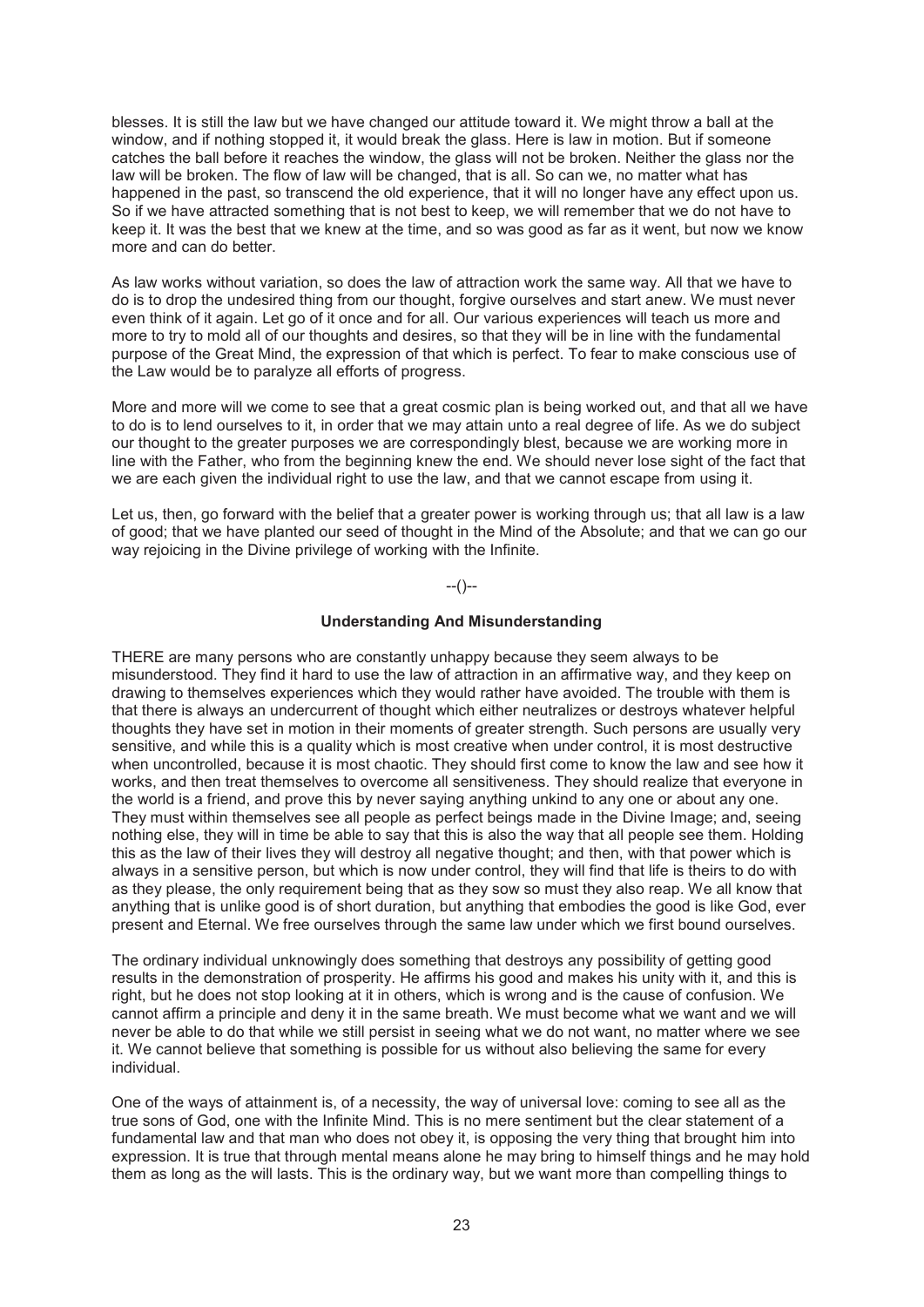blesses. It is still the law but we have changed our attitude toward it. We might throw a ball at the window, and if nothing stopped it, it would break the glass. Here is law in motion. But if someone catches the ball before it reaches the window, the glass will not be broken. Neither the glass nor the law will be broken. The flow of law will be changed, that is all. So can we, no matter what has happened in the past, so transcend the old experience, that it will no longer have any effect upon us. So if we have attracted something that is not best to keep, we will remember that we do not have to keep it. It was the best that we knew at the time, and so was good as far as it went, but now we know more and can do better.

As law works without variation, so does the law of attraction work the same way. All that we have to do is to drop the undesired thing from our thought, forgive ourselves and start anew. We must never even think of it again. Let go of it once and for all. Our various experiences will teach us more and more to try to mold all of our thoughts and desires, so that they will be in line with the fundamental purpose of the Great Mind, the expression of that which is perfect. To fear to make conscious use of the Law would be to paralyze all efforts of progress.

More and more will we come to see that a great cosmic plan is being worked out, and that all we have to do is to lend ourselves to it, in order that we may attain unto a real degree of life. As we do subject our thought to the greater purposes we are correspondingly blest, because we are working more in line with the Father, who from the beginning knew the end. We should never lose sight of the fact that we are each given the individual right to use the law, and that we cannot escape from using it.

Let us, then, go forward with the belief that a greater power is working through us; that all law is a law of good; that we have planted our seed of thought in the Mind of the Absolute; and that we can go our way rejoicing in the Divine privilege of working with the Infinite.

--()--

## Understanding And Misunderstanding

THERE are many persons who are constantly unhappy because they seem always to be misunderstood. They find it hard to use the law of attraction in an affirmative way, and they keep on drawing to themselves experiences which they would rather have avoided. The trouble with them is that there is always an undercurrent of thought which either neutralizes or destroys whatever helpful thoughts they have set in motion in their moments of greater strength. Such persons are usually very sensitive, and while this is a quality which is most creative when under control, it is most destructive when uncontrolled, because it is most chaotic. They should first come to know the law and see how it works, and then treat themselves to overcome all sensitiveness. They should realize that everyone in the world is a friend, and prove this by never saying anything unkind to any one or about any one. They must within themselves see all people as perfect beings made in the Divine Image; and, seeing nothing else, they will in time be able to say that this is also the way that all people see them. Holding this as the law of their lives they will destroy all negative thought; and then, with that power which is always in a sensitive person, but which is now under control, they will find that life is theirs to do with as they please, the only requirement being that as they sow so must they also reap. We all know that anything that is unlike good is of short duration, but anything that embodies the good is like God, ever present and Eternal. We free ourselves through the same law under which we first bound ourselves.

The ordinary individual unknowingly does something that destroys any possibility of getting good results in the demonstration of prosperity. He affirms his good and makes his unity with it, and this is right, but he does not stop looking at it in others, which is wrong and is the cause of confusion. We cannot affirm a principle and deny it in the same breath. We must become what we want and we will never be able to do that while we still persist in seeing what we do not want, no matter where we see it. We cannot believe that something is possible for us without also believing the same for every individual.

One of the ways of attainment is, of a necessity, the way of universal love: coming to see all as the true sons of God, one with the Infinite Mind. This is no mere sentiment but the clear statement of a fundamental law and that man who does not obey it, is opposing the very thing that brought him into expression. It is true that through mental means alone he may bring to himself things and he may hold them as long as the will lasts. This is the ordinary way, but we want more than compelling things to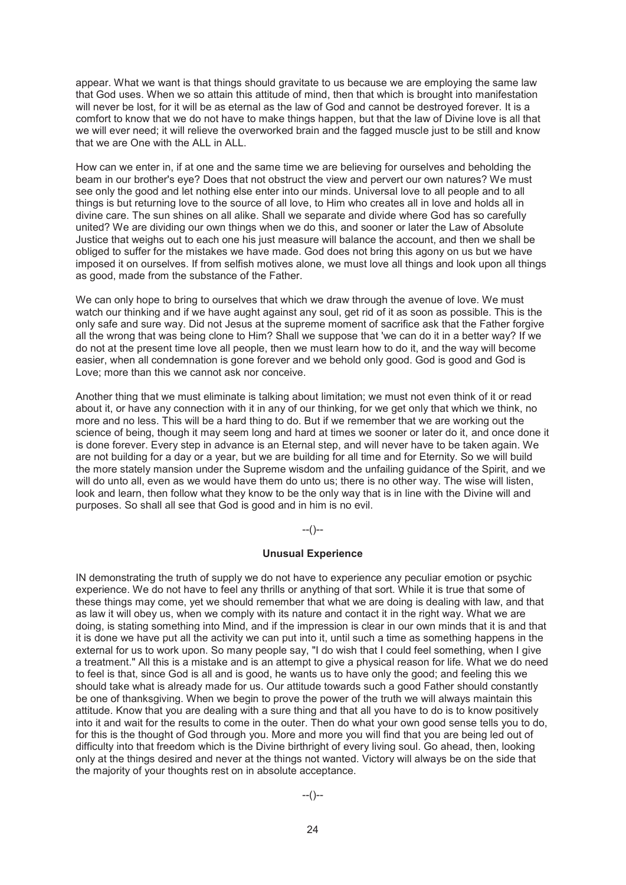appear. What we want is that things should gravitate to us because we are employing the same law that God uses. When we so attain this attitude of mind, then that which is brought into manifestation will never be lost, for it will be as eternal as the law of God and cannot be destroyed forever. It is a comfort to know that we do not have to make things happen, but that the law of Divine love is all that we will ever need; it will relieve the overworked brain and the fagged muscle just to be still and know that we are One with the ALL in ALL.

How can we enter in, if at one and the same time we are believing for ourselves and beholding the beam in our brother's eye? Does that not obstruct the view and pervert our own natures? We must see only the good and let nothing else enter into our minds. Universal love to all people and to all things is but returning love to the source of all love, to Him who creates all in love and holds all in divine care. The sun shines on all alike. Shall we separate and divide where God has so carefully united? We are dividing our own things when we do this, and sooner or later the Law of Absolute Justice that weighs out to each one his just measure will balance the account, and then we shall be obliged to suffer for the mistakes we have made. God does not bring this agony on us but we have imposed it on ourselves. If from selfish motives alone, we must love all things and look upon all things as good, made from the substance of the Father.

We can only hope to bring to ourselves that which we draw through the avenue of love. We must watch our thinking and if we have aught against any soul, get rid of it as soon as possible. This is the only safe and sure way. Did not Jesus at the supreme moment of sacrifice ask that the Father forgive all the wrong that was being clone to Him? Shall we suppose that 'we can do it in a better way? If we do not at the present time love all people, then we must learn how to do it, and the way will become easier, when all condemnation is gone forever and we behold only good. God is good and God is Love; more than this we cannot ask nor conceive.

Another thing that we must eliminate is talking about limitation; we must not even think of it or read about it, or have any connection with it in any of our thinking, for we get only that which we think, no more and no less. This will be a hard thing to do. But if we remember that we are working out the science of being, though it may seem long and hard at times we sooner or later do it, and once done it is done forever. Every step in advance is an Eternal step, and will never have to be taken again. We are not building for a day or a year, but we are building for all time and for Eternity. So we will build the more stately mansion under the Supreme wisdom and the unfailing guidance of the Spirit, and we will do unto all, even as we would have them do unto us; there is no other way. The wise will listen, look and learn, then follow what they know to be the only way that is in line with the Divine will and purposes. So shall all see that God is good and in him is no evil.

--()--

### Unusual Experience

IN demonstrating the truth of supply we do not have to experience any peculiar emotion or psychic experience. We do not have to feel any thrills or anything of that sort. While it is true that some of these things may come, yet we should remember that what we are doing is dealing with law, and that as law it will obey us, when we comply with its nature and contact it in the right way. What we are doing, is stating something into Mind, and if the impression is clear in our own minds that it is and that it is done we have put all the activity we can put into it, until such a time as something happens in the external for us to work upon. So many people say, "I do wish that I could feel something, when I give a treatment." All this is a mistake and is an attempt to give a physical reason for life. What we do need to feel is that, since God is all and is good, he wants us to have only the good; and feeling this we should take what is already made for us. Our attitude towards such a good Father should constantly be one of thanksgiving. When we begin to prove the power of the truth we will always maintain this attitude. Know that you are dealing with a sure thing and that all you have to do is to know positively into it and wait for the results to come in the outer. Then do what your own good sense tells you to do, for this is the thought of God through you. More and more you will find that you are being led out of difficulty into that freedom which is the Divine birthright of every living soul. Go ahead, then, looking only at the things desired and never at the things not wanted. Victory will always be on the side that the majority of your thoughts rest on in absolute acceptance.

--()--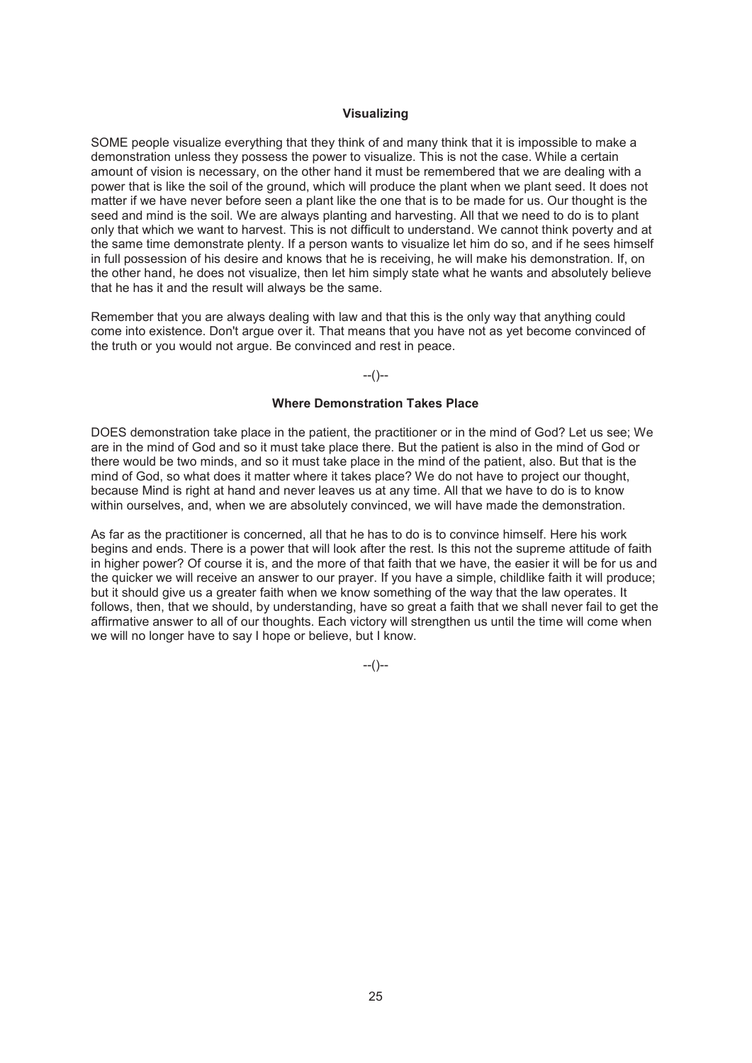### Visualizing

SOME people visualize everything that they think of and many think that it is impossible to make a demonstration unless they possess the power to visualize. This is not the case. While a certain amount of vision is necessary, on the other hand it must be remembered that we are dealing with a power that is like the soil of the ground, which will produce the plant when we plant seed. It does not matter if we have never before seen a plant like the one that is to be made for us. Our thought is the seed and mind is the soil. We are always planting and harvesting. All that we need to do is to plant only that which we want to harvest. This is not difficult to understand. We cannot think poverty and at the same time demonstrate plenty. If a person wants to visualize let him do so, and if he sees himself in full possession of his desire and knows that he is receiving, he will make his demonstration. If, on the other hand, he does not visualize, then let him simply state what he wants and absolutely believe that he has it and the result will always be the same.

Remember that you are always dealing with law and that this is the only way that anything could come into existence. Don't argue over it. That means that you have not as yet become convinced of the truth or you would not argue. Be convinced and rest in peace.

--()--

### Where Demonstration Takes Place

DOES demonstration take place in the patient, the practitioner or in the mind of God? Let us see; We are in the mind of God and so it must take place there. But the patient is also in the mind of God or there would be two minds, and so it must take place in the mind of the patient, also. But that is the mind of God, so what does it matter where it takes place? We do not have to project our thought, because Mind is right at hand and never leaves us at any time. All that we have to do is to know within ourselves, and, when we are absolutely convinced, we will have made the demonstration.

As far as the practitioner is concerned, all that he has to do is to convince himself. Here his work begins and ends. There is a power that will look after the rest. Is this not the supreme attitude of faith in higher power? Of course it is, and the more of that faith that we have, the easier it will be for us and the quicker we will receive an answer to our prayer. If you have a simple, childlike faith it will produce; but it should give us a greater faith when we know something of the way that the law operates. It follows, then, that we should, by understanding, have so great a faith that we shall never fail to get the affirmative answer to all of our thoughts. Each victory will strengthen us until the time will come when we will no longer have to say I hope or believe, but I know.

--()--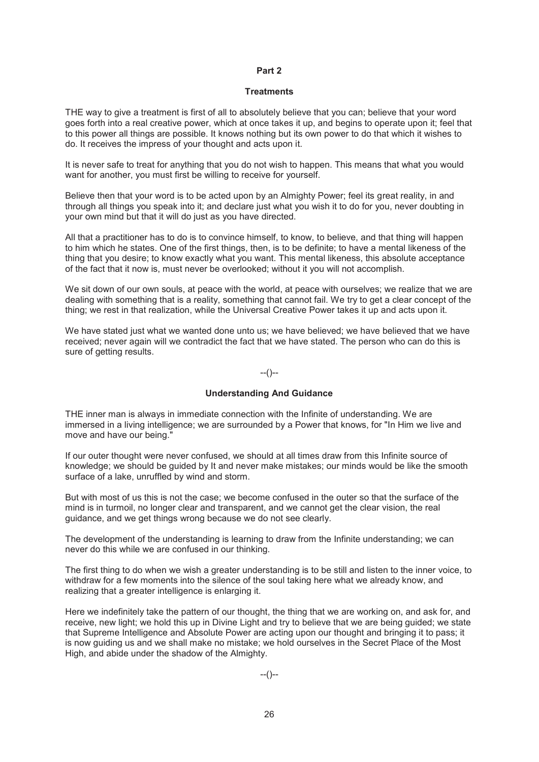## Part 2

### Treatments

THE way to give a treatment is first of all to absolutely believe that you can; believe that your word goes forth into a real creative power, which at once takes it up, and begins to operate upon it; feel that to this power all things are possible. It knows nothing but its own power to do that which it wishes to do. It receives the impress of your thought and acts upon it.

It is never safe to treat for anything that you do not wish to happen. This means that what you would want for another, you must first be willing to receive for yourself.

Believe then that your word is to be acted upon by an Almighty Power; feel its great reality, in and through all things you speak into it; and declare just what you wish it to do for you, never doubting in your own mind but that it will do just as you have directed.

All that a practitioner has to do is to convince himself, to know, to believe, and that thing will happen to him which he states. One of the first things, then, is to be definite; to have a mental likeness of the thing that you desire; to know exactly what you want. This mental likeness, this absolute acceptance of the fact that it now is, must never be overlooked; without it you will not accomplish.

We sit down of our own souls, at peace with the world, at peace with ourselves; we realize that we are dealing with something that is a reality, something that cannot fail. We try to get a clear concept of the thing; we rest in that realization, while the Universal Creative Power takes it up and acts upon it.

We have stated just what we wanted done unto us; we have believed; we have believed that we have received; never again will we contradict the fact that we have stated. The person who can do this is sure of getting results.

--()--

### Understanding And Guidance

THE inner man is always in immediate connection with the Infinite of understanding. We are immersed in a living intelligence; we are surrounded by a Power that knows, for "In Him we live and move and have our being."

If our outer thought were never confused, we should at all times draw from this Infinite source of knowledge; we should be guided by It and never make mistakes; our minds would be like the smooth surface of a lake, unruffled by wind and storm.

But with most of us this is not the case; we become confused in the outer so that the surface of the mind is in turmoil, no longer clear and transparent, and we cannot get the clear vision, the real guidance, and we get things wrong because we do not see clearly.

The development of the understanding is learning to draw from the Infinite understanding; we can never do this while we are confused in our thinking.

The first thing to do when we wish a greater understanding is to be still and listen to the inner voice, to withdraw for a few moments into the silence of the soul taking here what we already know, and realizing that a greater intelligence is enlarging it.

Here we indefinitely take the pattern of our thought, the thing that we are working on, and ask for, and receive, new light; we hold this up in Divine Light and try to believe that we are being guided; we state that Supreme Intelligence and Absolute Power are acting upon our thought and bringing it to pass; it is now guiding us and we shall make no mistake; we hold ourselves in the Secret Place of the Most High, and abide under the shadow of the Almighty.

--()--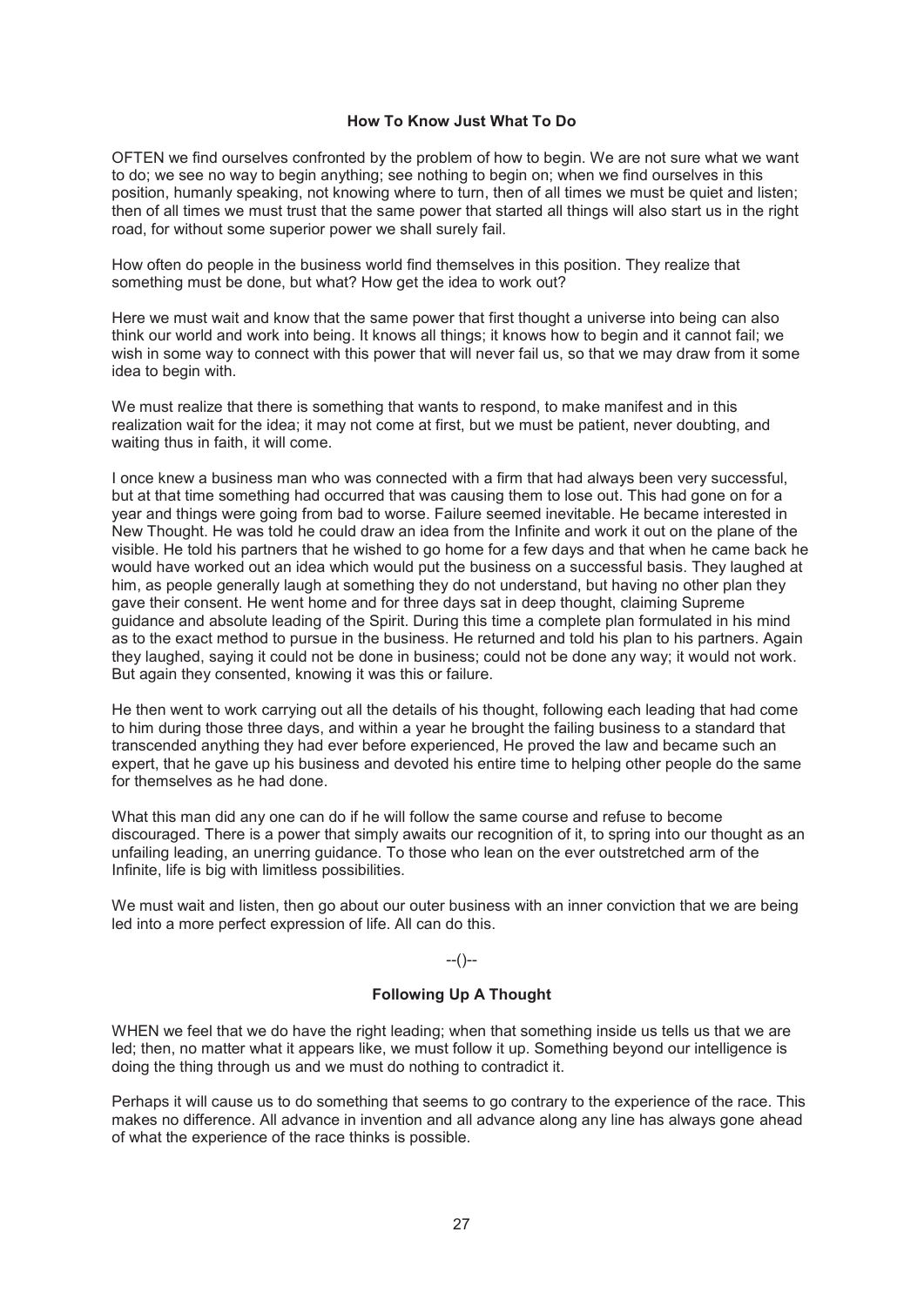### How To Know Just What To Do

OFTEN we find ourselves confronted by the problem of how to begin. We are not sure what we want to do; we see no way to begin anything; see nothing to begin on; when we find ourselves in this position, humanly speaking, not knowing where to turn, then of all times we must be quiet and listen; then of all times we must trust that the same power that started all things will also start us in the right road, for without some superior power we shall surely fail.

How often do people in the business world find themselves in this position. They realize that something must be done, but what? How get the idea to work out?

Here we must wait and know that the same power that first thought a universe into being can also think our world and work into being. It knows all things; it knows how to begin and it cannot fail; we wish in some way to connect with this power that will never fail us, so that we may draw from it some idea to begin with.

We must realize that there is something that wants to respond, to make manifest and in this realization wait for the idea; it may not come at first, but we must be patient, never doubting, and waiting thus in faith, it will come.

I once knew a business man who was connected with a firm that had always been very successful, but at that time something had occurred that was causing them to lose out. This had gone on for a year and things were going from bad to worse. Failure seemed inevitable. He became interested in New Thought. He was told he could draw an idea from the Infinite and work it out on the plane of the visible. He told his partners that he wished to go home for a few days and that when he came back he would have worked out an idea which would put the business on a successful basis. They laughed at him, as people generally laugh at something they do not understand, but having no other plan they gave their consent. He went home and for three days sat in deep thought, claiming Supreme guidance and absolute leading of the Spirit. During this time a complete plan formulated in his mind as to the exact method to pursue in the business. He returned and told his plan to his partners. Again they laughed, saying it could not be done in business; could not be done any way; it would not work. But again they consented, knowing it was this or failure.

He then went to work carrying out all the details of his thought, following each leading that had come to him during those three days, and within a year he brought the failing business to a standard that transcended anything they had ever before experienced, He proved the law and became such an expert, that he gave up his business and devoted his entire time to helping other people do the same for themselves as he had done.

What this man did any one can do if he will follow the same course and refuse to become discouraged. There is a power that simply awaits our recognition of it, to spring into our thought as an unfailing leading, an unerring guidance. To those who lean on the ever outstretched arm of the Infinite, life is big with limitless possibilities.

We must wait and listen, then go about our outer business with an inner conviction that we are being led into a more perfect expression of life. All can do this.

--()--

### Following Up A Thought

WHEN we feel that we do have the right leading; when that something inside us tells us that we are led; then, no matter what it appears like, we must follow it up. Something beyond our intelligence is doing the thing through us and we must do nothing to contradict it.

Perhaps it will cause us to do something that seems to go contrary to the experience of the race. This makes no difference. All advance in invention and all advance along any line has always gone ahead of what the experience of the race thinks is possible.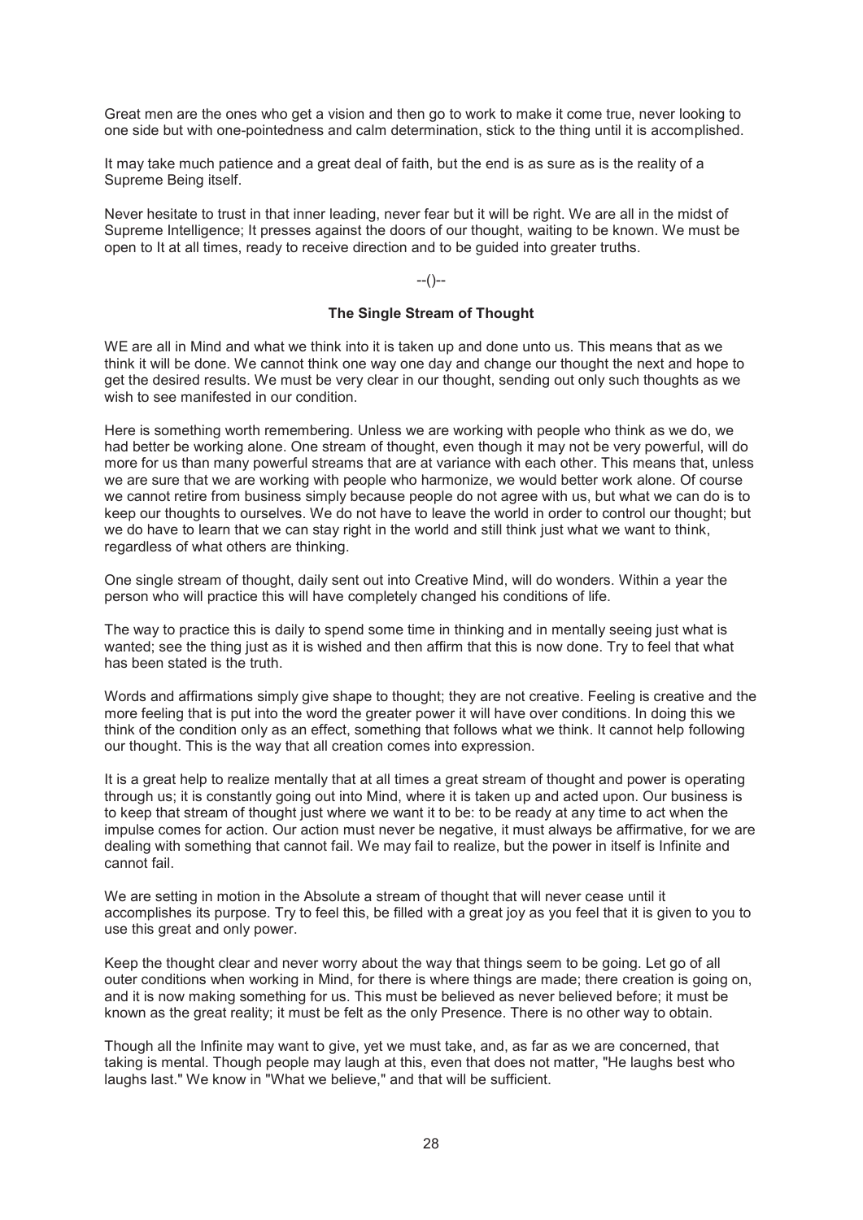Great men are the ones who get a vision and then go to work to make it come true, never looking to one side but with one-pointedness and calm determination, stick to the thing until it is accomplished.

It may take much patience and a great deal of faith, but the end is as sure as is the reality of a Supreme Being itself.

Never hesitate to trust in that inner leading, never fear but it will be right. We are all in the midst of Supreme Intelligence; It presses against the doors of our thought, waiting to be known. We must be open to It at all times, ready to receive direction and to be guided into greater truths.

--()--

### The Single Stream of Thought

WE are all in Mind and what we think into it is taken up and done unto us. This means that as we think it will be done. We cannot think one way one day and change our thought the next and hope to get the desired results. We must be very clear in our thought, sending out only such thoughts as we wish to see manifested in our condition.

Here is something worth remembering. Unless we are working with people who think as we do, we had better be working alone. One stream of thought, even though it may not be very powerful, will do more for us than many powerful streams that are at variance with each other. This means that, unless we are sure that we are working with people who harmonize, we would better work alone. Of course we cannot retire from business simply because people do not agree with us, but what we can do is to keep our thoughts to ourselves. We do not have to leave the world in order to control our thought; but we do have to learn that we can stay right in the world and still think just what we want to think, regardless of what others are thinking.

One single stream of thought, daily sent out into Creative Mind, will do wonders. Within a year the person who will practice this will have completely changed his conditions of life.

The way to practice this is daily to spend some time in thinking and in mentally seeing just what is wanted; see the thing just as it is wished and then affirm that this is now done. Try to feel that what has been stated is the truth.

Words and affirmations simply give shape to thought; they are not creative. Feeling is creative and the more feeling that is put into the word the greater power it will have over conditions. In doing this we think of the condition only as an effect, something that follows what we think. It cannot help following our thought. This is the way that all creation comes into expression.

It is a great help to realize mentally that at all times a great stream of thought and power is operating through us; it is constantly going out into Mind, where it is taken up and acted upon. Our business is to keep that stream of thought just where we want it to be: to be ready at any time to act when the impulse comes for action. Our action must never be negative, it must always be affirmative, for we are dealing with something that cannot fail. We may fail to realize, but the power in itself is Infinite and cannot fail.

We are setting in motion in the Absolute a stream of thought that will never cease until it accomplishes its purpose. Try to feel this, be filled with a great joy as you feel that it is given to you to use this great and only power.

Keep the thought clear and never worry about the way that things seem to be going. Let go of all outer conditions when working in Mind, for there is where things are made; there creation is going on, and it is now making something for us. This must be believed as never believed before; it must be known as the great reality; it must be felt as the only Presence. There is no other way to obtain.

Though all the Infinite may want to give, yet we must take, and, as far as we are concerned, that taking is mental. Though people may laugh at this, even that does not matter, "He laughs best who laughs last." We know in "What we believe," and that will be sufficient.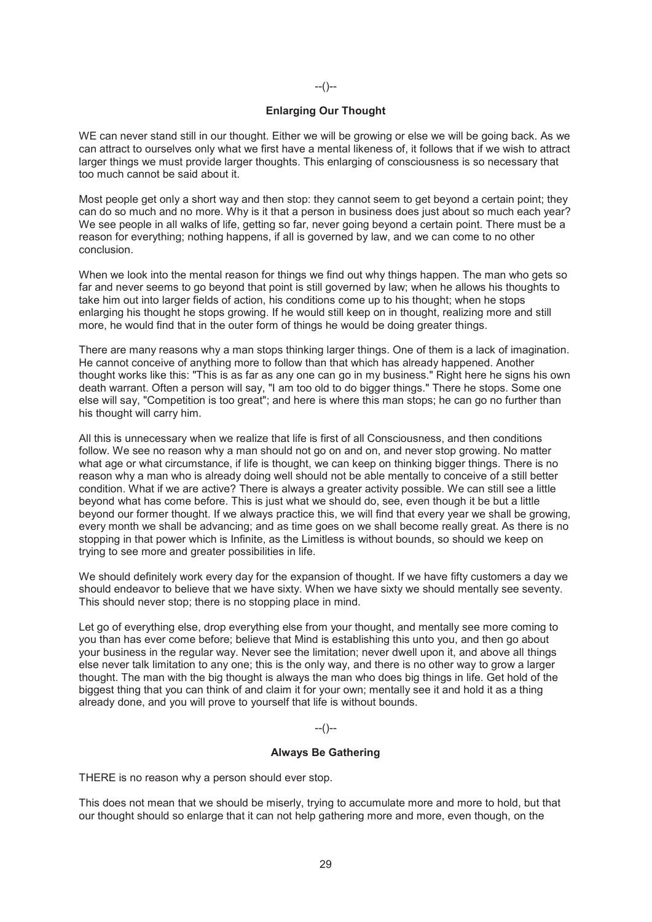--()--

## Enlarging Our Thought

WE can never stand still in our thought. Either we will be growing or else we will be going back. As we can attract to ourselves only what we first have a mental likeness of, it follows that if we wish to attract larger things we must provide larger thoughts. This enlarging of consciousness is so necessary that too much cannot be said about it.

Most people get only a short way and then stop: they cannot seem to get beyond a certain point; they can do so much and no more. Why is it that a person in business does just about so much each year? We see people in all walks of life, getting so far, never going beyond a certain point. There must be a reason for everything; nothing happens, if all is governed by law, and we can come to no other conclusion.

When we look into the mental reason for things we find out why things happen. The man who gets so far and never seems to go beyond that point is still governed by law; when he allows his thoughts to take him out into larger fields of action, his conditions come up to his thought; when he stops enlarging his thought he stops growing. If he would still keep on in thought, realizing more and still more, he would find that in the outer form of things he would be doing greater things.

There are many reasons why a man stops thinking larger things. One of them is a lack of imagination. He cannot conceive of anything more to follow than that which has already happened. Another thought works like this: "This is as far as any one can go in my business." Right here he signs his own death warrant. Often a person will say, "I am too old to do bigger things." There he stops. Some one else will say, "Competition is too great"; and here is where this man stops; he can go no further than his thought will carry him.

All this is unnecessary when we realize that life is first of all Consciousness, and then conditions follow. We see no reason why a man should not go on and on, and never stop growing. No matter what age or what circumstance, if life is thought, we can keep on thinking bigger things. There is no reason why a man who is already doing well should not be able mentally to conceive of a still better condition. What if we are active? There is always a greater activity possible. We can still see a little beyond what has come before. This is just what we should do, see, even though it be but a little beyond our former thought. If we always practice this, we will find that every year we shall be growing, every month we shall be advancing; and as time goes on we shall become really great. As there is no stopping in that power which is Infinite, as the Limitless is without bounds, so should we keep on trying to see more and greater possibilities in life.

We should definitely work every day for the expansion of thought. If we have fifty customers a day we should endeavor to believe that we have sixty. When we have sixty we should mentally see seventy. This should never stop; there is no stopping place in mind.

Let go of everything else, drop everything else from your thought, and mentally see more coming to you than has ever come before; believe that Mind is establishing this unto you, and then go about your business in the regular way. Never see the limitation; never dwell upon it, and above all things else never talk limitation to any one; this is the only way, and there is no other way to grow a larger thought. The man with the big thought is always the man who does big things in life. Get hold of the biggest thing that you can think of and claim it for your own; mentally see it and hold it as a thing already done, and you will prove to yourself that life is without bounds.

--()--

## Always Be Gathering

THERE is no reason why a person should ever stop.

This does not mean that we should be miserly, trying to accumulate more and more to hold, but that our thought should so enlarge that it can not help gathering more and more, even though, on the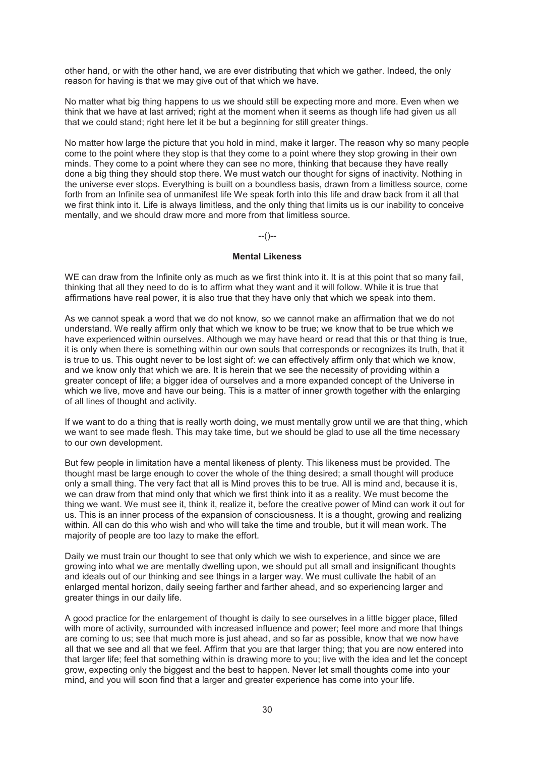other hand, or with the other hand, we are ever distributing that which we gather. Indeed, the only reason for having is that we may give out of that which we have.

No matter what big thing happens to us we should still be expecting more and more. Even when we think that we have at last arrived; right at the moment when it seems as though life had given us all that we could stand; right here let it be but a beginning for still greater things.

No matter how large the picture that you hold in mind, make it larger. The reason why so many people come to the point where they stop is that they come to a point where they stop growing in their own minds. They come to a point where they can see no more, thinking that because they have really done a big thing they should stop there. We must watch our thought for signs of inactivity. Nothing in the universe ever stops. Everything is built on a boundless basis, drawn from a limitless source, come forth from an Infinite sea of unmanifest life We speak forth into this life and draw back from it all that we first think into it. Life is always limitless, and the only thing that limits us is our inability to conceive mentally, and we should draw more and more from that limitless source.

--()--

### Mental Likeness

WE can draw from the Infinite only as much as we first think into it. It is at this point that so many fail, thinking that all they need to do is to affirm what they want and it will follow. While it is true that affirmations have real power, it is also true that they have only that which we speak into them.

As we cannot speak a word that we do not know, so we cannot make an affirmation that we do not understand. We really affirm only that which we know to be true; we know that to be true which we have experienced within ourselves. Although we may have heard or read that this or that thing is true, it is only when there is something within our own souls that corresponds or recognizes its truth, that it is true to us. This ought never to be lost sight of: we can effectively affirm only that which we know, and we know only that which we are. It is herein that we see the necessity of providing within a greater concept of life; a bigger idea of ourselves and a more expanded concept of the Universe in which we live, move and have our being. This is a matter of inner growth together with the enlarging of all lines of thought and activity.

If we want to do a thing that is really worth doing, we must mentally grow until we are that thing, which we want to see made flesh. This may take time, but we should be glad to use all the time necessary to our own development.

But few people in limitation have a mental likeness of plenty. This likeness must be provided. The thought mast be large enough to cover the whole of the thing desired; a small thought will produce only a small thing. The very fact that all is Mind proves this to be true. All is mind and, because it is, we can draw from that mind only that which we first think into it as a reality. We must become the thing we want. We must see it, think it, realize it, before the creative power of Mind can work it out for us. This is an inner process of the expansion of consciousness. It is a thought, growing and realizing within. All can do this who wish and who will take the time and trouble, but it will mean work. The majority of people are too lazy to make the effort.

Daily we must train our thought to see that only which we wish to experience, and since we are growing into what we are mentally dwelling upon, we should put all small and insignificant thoughts and ideals out of our thinking and see things in a larger way. We must cultivate the habit of an enlarged mental horizon, daily seeing farther and farther ahead, and so experiencing larger and greater things in our daily life.

A good practice for the enlargement of thought is daily to see ourselves in a little bigger place, filled with more of activity, surrounded with increased influence and power; feel more and more that things are coming to us; see that much more is just ahead, and so far as possible, know that we now have all that we see and all that we feel. Affirm that you are that larger thing; that you are now entered into that larger life; feel that something within is drawing more to you; live with the idea and let the concept grow, expecting only the biggest and the best to happen. Never let small thoughts come into your mind, and you will soon find that a larger and greater experience has come into your life.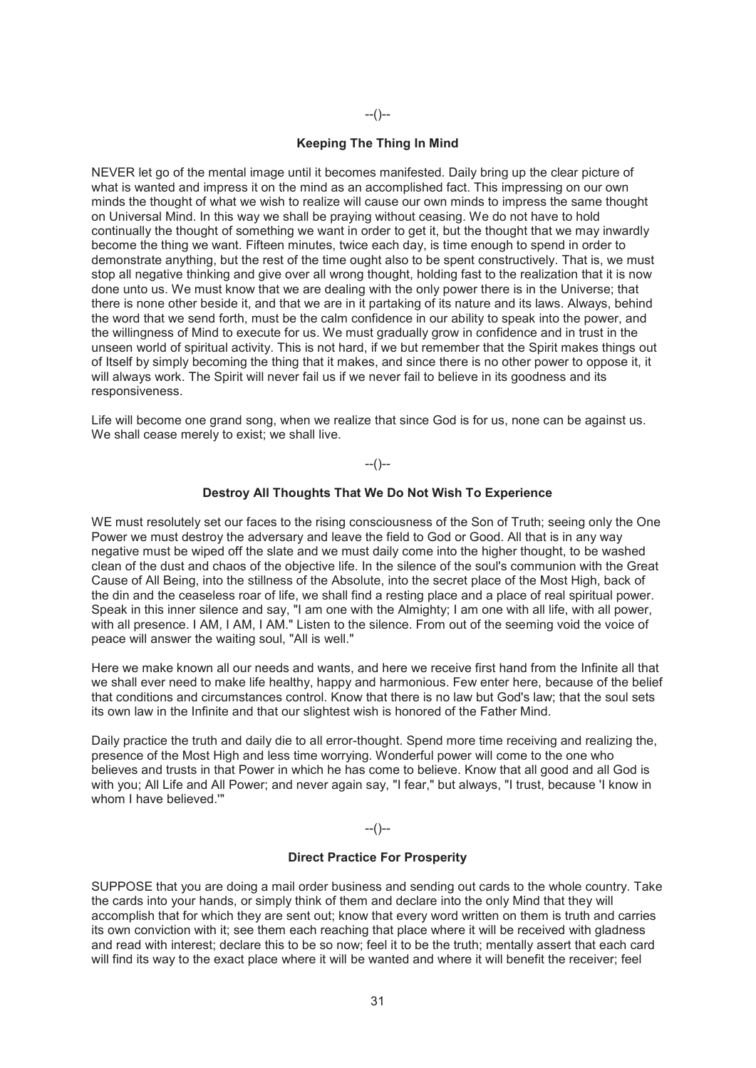--()--

### Keeping The Thing In Mind

NEVER let go of the mental image until it becomes manifested. Daily bring up the clear picture of what is wanted and impress it on the mind as an accomplished fact. This impressing on our own minds the thought of what we wish to realize will cause our own minds to impress the same thought on Universal Mind. In this way we shall be praying without ceasing. We do not have to hold continually the thought of something we want in order to get it, but the thought that we may inwardly become the thing we want. Fifteen minutes, twice each day, is time enough to spend in order to demonstrate anything, but the rest of the time ought also to be spent constructively. That is, we must stop all negative thinking and give over all wrong thought, holding fast to the realization that it is now done unto us. We must know that we are dealing with the only power there is in the Universe; that there is none other beside it, and that we are in it partaking of its nature and its laws. Always, behind the word that we send forth, must be the calm confidence in our ability to speak into the power, and the willingness of Mind to execute for us. We must gradually grow in confidence and in trust in the unseen world of spiritual activity. This is not hard, if we but remember that the Spirit makes things out of Itself by simply becoming the thing that it makes, and since there is no other power to oppose it, it will always work. The Spirit will never fail us if we never fail to believe in its goodness and its responsiveness.

Life will become one grand song, when we realize that since God is for us, none can be against us. We shall cease merely to exist; we shall live.

--()--

### Destroy All Thoughts That We Do Not Wish To Experience

WE must resolutely set our faces to the rising consciousness of the Son of Truth; seeing only the One Power we must destroy the adversary and leave the field to God or Good. All that is in any way negative must be wiped off the slate and we must daily come into the higher thought, to be washed clean of the dust and chaos of the objective life. In the silence of the soul's communion with the Great Cause of All Being, into the stillness of the Absolute, into the secret place of the Most High, back of the din and the ceaseless roar of life, we shall find a resting place and a place of real spiritual power. Speak in this inner silence and say, "I am one with the Almighty; I am one with all life, with all power, with all presence. I AM, I AM, I AM." Listen to the silence. From out of the seeming void the voice of peace will answer the waiting soul, "All is well."

Here we make known all our needs and wants, and here we receive first hand from the Infinite all that we shall ever need to make life healthy, happy and harmonious. Few enter here, because of the belief that conditions and circumstances control. Know that there is no law but God's law; that the soul sets its own law in the Infinite and that our slightest wish is honored of the Father Mind.

Daily practice the truth and daily die to all error-thought. Spend more time receiving and realizing the, presence of the Most High and less time worrying. Wonderful power will come to the one who believes and trusts in that Power in which he has come to believe. Know that all good and all God is with you; All Life and All Power; and never again say, "I fear," but always, "I trust, because 'I know in whom I have believed.'"

--()--

### Direct Practice For Prosperity

SUPPOSE that you are doing a mail order business and sending out cards to the whole country. Take the cards into your hands, or simply think of them and declare into the only Mind that they will accomplish that for which they are sent out; know that every word written on them is truth and carries its own conviction with it; see them each reaching that place where it will be received with gladness and read with interest; declare this to be so now; feel it to be the truth; mentally assert that each card will find its way to the exact place where it will be wanted and where it will benefit the receiver; feel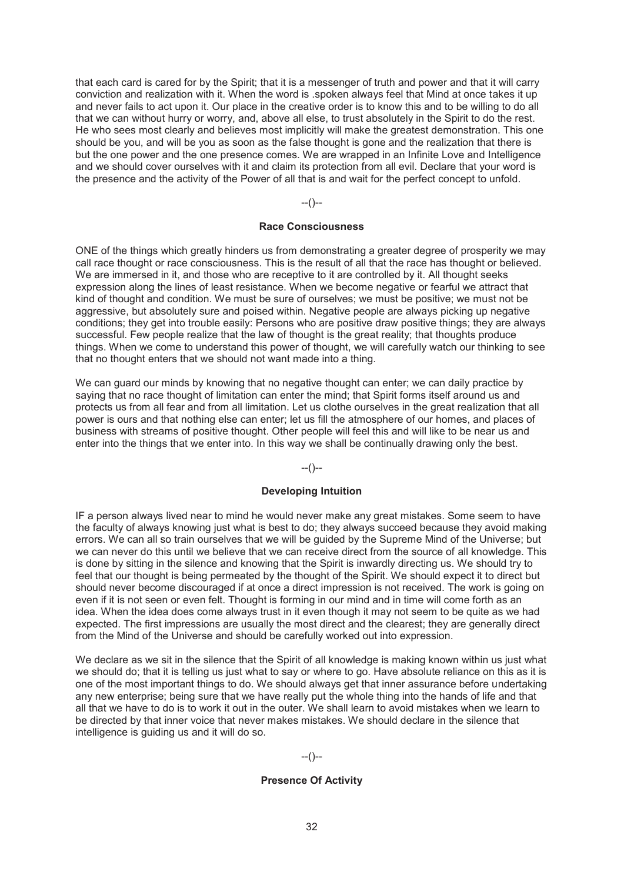that each card is cared for by the Spirit; that it is a messenger of truth and power and that it will carry conviction and realization with it. When the word is .spoken always feel that Mind at once takes it up and never fails to act upon it. Our place in the creative order is to know this and to be willing to do all that we can without hurry or worry, and, above all else, to trust absolutely in the Spirit to do the rest. He who sees most clearly and believes most implicitly will make the greatest demonstration. This one should be you, and will be you as soon as the false thought is gone and the realization that there is but the one power and the one presence comes. We are wrapped in an Infinite Love and Intelligence and we should cover ourselves with it and claim its protection from all evil. Declare that your word is the presence and the activity of the Power of all that is and wait for the perfect concept to unfold.

--()--

### Race Consciousness

ONE of the things which greatly hinders us from demonstrating a greater degree of prosperity we may call race thought or race consciousness. This is the result of all that the race has thought or believed. We are immersed in it, and those who are receptive to it are controlled by it. All thought seeks expression along the lines of least resistance. When we become negative or fearful we attract that kind of thought and condition. We must be sure of ourselves; we must be positive; we must not be aggressive, but absolutely sure and poised within. Negative people are always picking up negative conditions; they get into trouble easily: Persons who are positive draw positive things; they are always successful. Few people realize that the law of thought is the great reality; that thoughts produce things. When we come to understand this power of thought, we will carefully watch our thinking to see that no thought enters that we should not want made into a thing.

We can guard our minds by knowing that no negative thought can enter; we can daily practice by saying that no race thought of limitation can enter the mind; that Spirit forms itself around us and protects us from all fear and from all limitation. Let us clothe ourselves in the great realization that all power is ours and that nothing else can enter; let us fill the atmosphere of our homes, and places of business with streams of positive thought. Other people will feel this and will like to be near us and enter into the things that we enter into. In this way we shall be continually drawing only the best.

--()--

### Developing Intuition

IF a person always lived near to mind he would never make any great mistakes. Some seem to have the faculty of always knowing just what is best to do; they always succeed because they avoid making errors. We can all so train ourselves that we will be guided by the Supreme Mind of the Universe; but we can never do this until we believe that we can receive direct from the source of all knowledge. This is done by sitting in the silence and knowing that the Spirit is inwardly directing us. We should try to feel that our thought is being permeated by the thought of the Spirit. We should expect it to direct but should never become discouraged if at once a direct impression is not received. The work is going on even if it is not seen or even felt. Thought is forming in our mind and in time will come forth as an idea. When the idea does come always trust in it even though it may not seem to be quite as we had expected. The first impressions are usually the most direct and the clearest; they are generally direct from the Mind of the Universe and should be carefully worked out into expression.

We declare as we sit in the silence that the Spirit of all knowledge is making known within us just what we should do; that it is telling us just what to say or where to go. Have absolute reliance on this as it is one of the most important things to do. We should always get that inner assurance before undertaking any new enterprise; being sure that we have really put the whole thing into the hands of life and that all that we have to do is to work it out in the outer. We shall learn to avoid mistakes when we learn to be directed by that inner voice that never makes mistakes. We should declare in the silence that intelligence is guiding us and it will do so.

--()--

### Presence Of Activity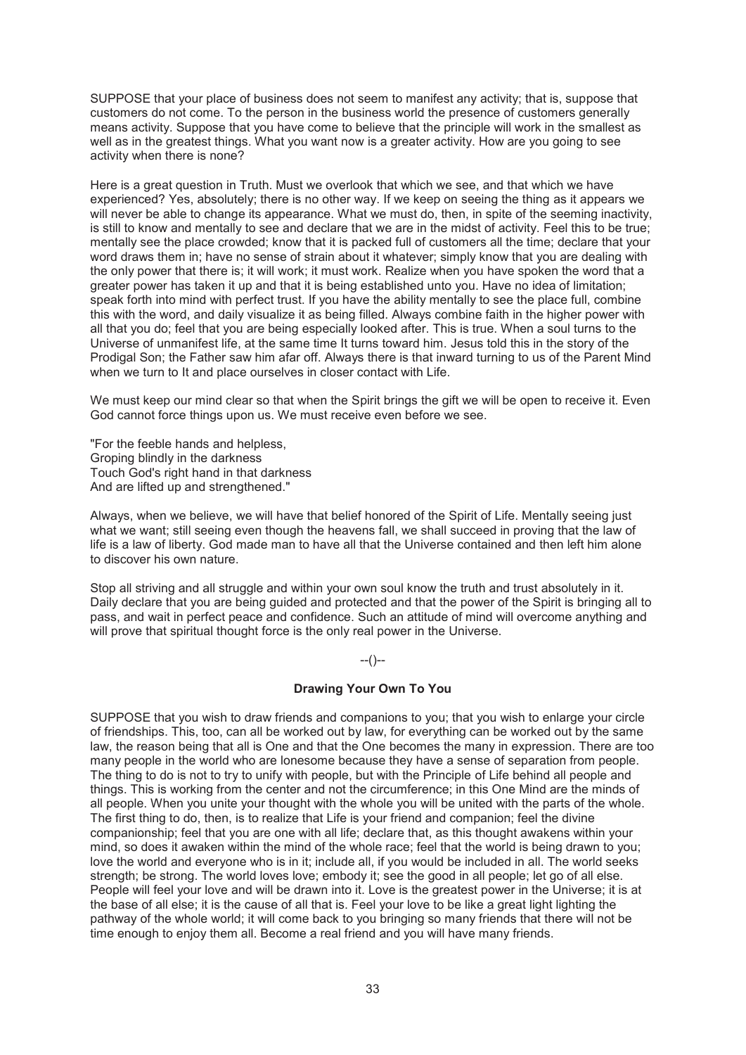SUPPOSE that your place of business does not seem to manifest any activity; that is, suppose that customers do not come. To the person in the business world the presence of customers generally means activity. Suppose that you have come to believe that the principle will work in the smallest as well as in the greatest things. What you want now is a greater activity. How are you going to see activity when there is none?

Here is a great question in Truth. Must we overlook that which we see, and that which we have experienced? Yes, absolutely; there is no other way. If we keep on seeing the thing as it appears we will never be able to change its appearance. What we must do, then, in spite of the seeming inactivity, is still to know and mentally to see and declare that we are in the midst of activity. Feel this to be true; mentally see the place crowded; know that it is packed full of customers all the time; declare that your word draws them in; have no sense of strain about it whatever; simply know that you are dealing with the only power that there is; it will work; it must work. Realize when you have spoken the word that a greater power has taken it up and that it is being established unto you. Have no idea of limitation; speak forth into mind with perfect trust. If you have the ability mentally to see the place full, combine this with the word, and daily visualize it as being filled. Always combine faith in the higher power with all that you do; feel that you are being especially looked after. This is true. When a soul turns to the Universe of unmanifest life, at the same time It turns toward him. Jesus told this in the story of the Prodigal Son; the Father saw him afar off. Always there is that inward turning to us of the Parent Mind when we turn to It and place ourselves in closer contact with Life.

We must keep our mind clear so that when the Spirit brings the gift we will be open to receive it. Even God cannot force things upon us. We must receive even before we see.

"For the feeble hands and helpless,
Groping blindly in the darkness
Touch God's right hand in that darkness
And are lifted up and strengthened."

Always, when we believe, we will have that belief honored of the Spirit of Life. Mentally seeing just what we want; still seeing even though the heavens fall, we shall succeed in proving that the law of life is a law of liberty. God made man to have all that the Universe contained and then left him alone to discover his own nature.

Stop all striving and all struggle and within your own soul know the truth and trust absolutely in it. Daily declare that you are being guided and protected and that the power of the Spirit is bringing all to pass, and wait in perfect peace and confidence. Such an attitude of mind will overcome anything and will prove that spiritual thought force is the only real power in the Universe.

--()--

## Drawing Your Own To You

SUPPOSE that you wish to draw friends and companions to you; that you wish to enlarge your circle of friendships. This, too, can all be worked out by law, for everything can be worked out by the same law, the reason being that all is One and that the One becomes the many in expression. There are too many people in the world who are lonesome because they have a sense of separation from people. The thing to do is not to try to unify with people, but with the Principle of Life behind all people and things. This is working from the center and not the circumference; in this One Mind are the minds of all people. When you unite your thought with the whole you will be united with the parts of the whole. The first thing to do, then, is to realize that Life is your friend and companion; feel the divine companionship; feel that you are one with all life; declare that, as this thought awakens within your mind, so does it awaken within the mind of the whole race; feel that the world is being drawn to you; love the world and everyone who is in it; include all, if you would be included in all. The world seeks strength; be strong. The world loves love; embody it; see the good in all people; let go of all else. People will feel your love and will be drawn into it. Love is the greatest power in the Universe; it is at the base of all else; it is the cause of all that is. Feel your love to be like a great light lighting the pathway of the whole world; it will come back to you bringing so many friends that there will not be time enough to enjoy them all. Become a real friend and you will have many friends.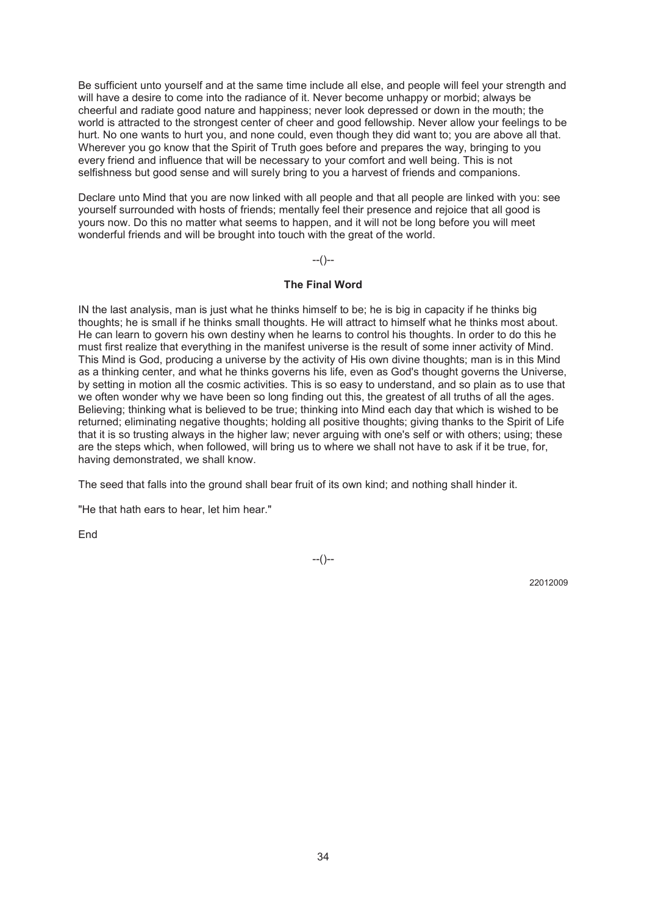Be sufficient unto yourself and at the same time include all else, and people will feel your strength and will have a desire to come into the radiance of it. Never become unhappy or morbid; always be cheerful and radiate good nature and happiness; never look depressed or down in the mouth; the world is attracted to the strongest center of cheer and good fellowship. Never allow your feelings to be hurt. No one wants to hurt you, and none could, even though they did want to; you are above all that. Wherever you go know that the Spirit of Truth goes before and prepares the way, bringing to you every friend and influence that will be necessary to your comfort and well being. This is not selfishness but good sense and will surely bring to you a harvest of friends and companions.

Declare unto Mind that you are now linked with all people and that all people are linked with you: see yourself surrounded with hosts of friends; mentally feel their presence and rejoice that all good is yours now. Do this no matter what seems to happen, and it will not be long before you will meet wonderful friends and will be brought into touch with the great of the world.

--()--

## The Final Word

IN the last analysis, man is just what he thinks himself to be; he is big in capacity if he thinks big thoughts; he is small if he thinks small thoughts. He will attract to himself what he thinks most about. He can learn to govern his own destiny when he learns to control his thoughts. In order to do this he must first realize that everything in the manifest universe is the result of some inner activity of Mind. This Mind is God, producing a universe by the activity of His own divine thoughts; man is in this Mind as a thinking center, and what he thinks governs his life, even as God's thought governs the Universe, by setting in motion all the cosmic activities. This is so easy to understand, and so plain as to use that we often wonder why we have been so long finding out this, the greatest of all truths of all the ages. Believing; thinking what is believed to be true; thinking into Mind each day that which is wished to be returned; eliminating negative thoughts; holding all positive thoughts; giving thanks to the Spirit of Life that it is so trusting always in the higher law; never arguing with one's self or with others; using; these are the steps which, when followed, will bring us to where we shall not have to ask if it be true, for, having demonstrated, we shall know.

The seed that falls into the ground shall bear fruit of its own kind; and nothing shall hinder it.

"He that hath ears to hear, let him hear."

End

--()--

22012009